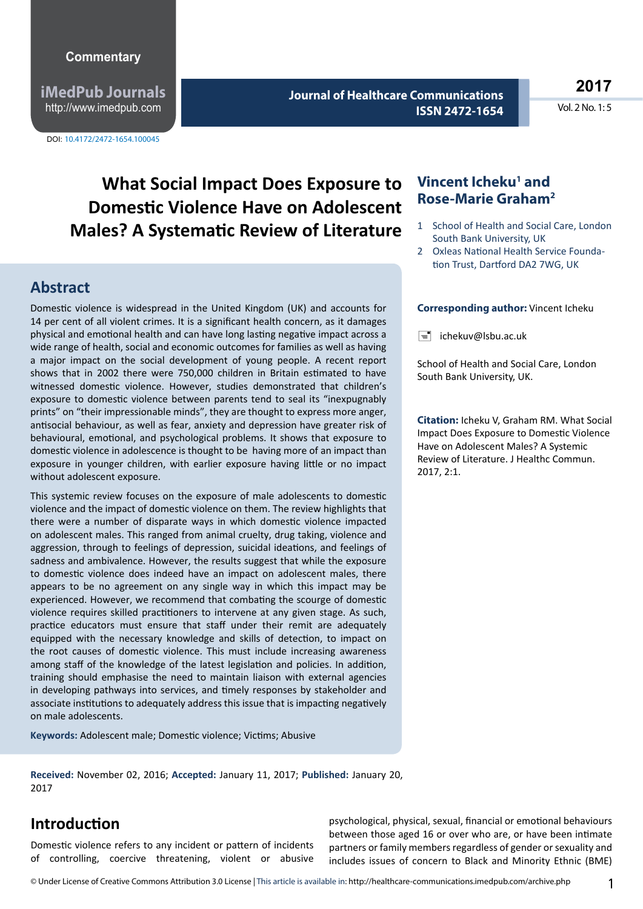Commentary

DOI: 10.4172/2472-1654.100045

# What Social Impact Does Exposure to Domestic Violence Have on Adolescent Males? A Systematic Review of Literature

**Vincent Icheku[1] and Rose-Marie Graham[2]**

1 School of Health and Social Care, London South Bank University, UK

2 Oxleas National Health Service Foundation Trust, Dartford DA2 7WG, UK

**Corresponding author:** Vincent Icheku

ichekuv@lsbu.ac.uk

School of Health and Social Care, London South Bank University, UK.

**Citation:** Icheku V, Graham RM. What Social Impact Does Exposure to Domestic Violence Have on Adolescent Males? A Systemic Review of Literature. J Healthc Commun. 2017, 2:1.

## Abstract

Domestic violence is widespread in the United Kingdom (UK) and accounts for 14 per cent of all violent crimes. It is a significant health concern, as it damages physical and emotional health and can have long lasting negative impact across a wide range of health, social and economic outcomes for families as well as having a major impact on the social development of young people. A recent report shows that in 2002 there were 750,000 children in Britain estimated to have witnessed domestic violence. However, studies demonstrated that children's exposure to domestic violence between parents tend to seal its "inexpugnably prints" on "their impressionable minds", they are thought to express more anger, antisocial behaviour, as well as fear, anxiety and depression have greater risk of behavioural, emotional, and psychological problems. It shows that exposure to domestic violence in adolescence is thought to be having more of an impact than exposure in younger children, with earlier exposure having little or no impact without adolescent exposure.

This systemic review focuses on the exposure of male adolescents to domestic violence and the impact of domestic violence on them. The review highlights that there were a number of disparate ways in which domestic violence impacted on adolescent males. This ranged from animal cruelty, drug taking, violence and aggression, through to feelings of depression, suicidal ideations, and feelings of sadness and ambivalence. However, the results suggest that while the exposure to domestic violence does indeed have an impact on adolescent males, there appears to be no agreement on any single way in which this impact may be experienced. However, we recommend that combating the scourge of domestic violence requires skilled practitioners to intervene at any given stage. As such, practice educators must ensure that staff under their remit are adequately equipped with the necessary knowledge and skills of detection, to impact on the root causes of domestic violence. This must include increasing awareness among staff of the knowledge of the latest legislation and policies. In addition, training should emphasise the need to maintain liaison with external agencies in developing pathways into services, and timely responses by stakeholder and associate institutions to adequately address this issue that is impacting negatively on male adolescents.

**Keywords:** Adolescent male; Domestic violence; Victims; Abusive

**Received:** November 02, 2016; **Accepted:** January 11, 2017; **Published:** January 20, 2017

## Introduction

Domestic violence refers to any incident or pattern of incidents of controlling, coercive threatening, violent or abusive psychological, physical, sexual, financial or emotional behaviours between those aged 16 or over who are, or have been intimate partners or family members regardless of gender or sexuality and includes issues of concern to Black and Minority Ethnic (BME)

© Under License of Creative Commons Attribution 3.0 License | This article is available in: http://healthcare-communications.imedpub.com/archive.php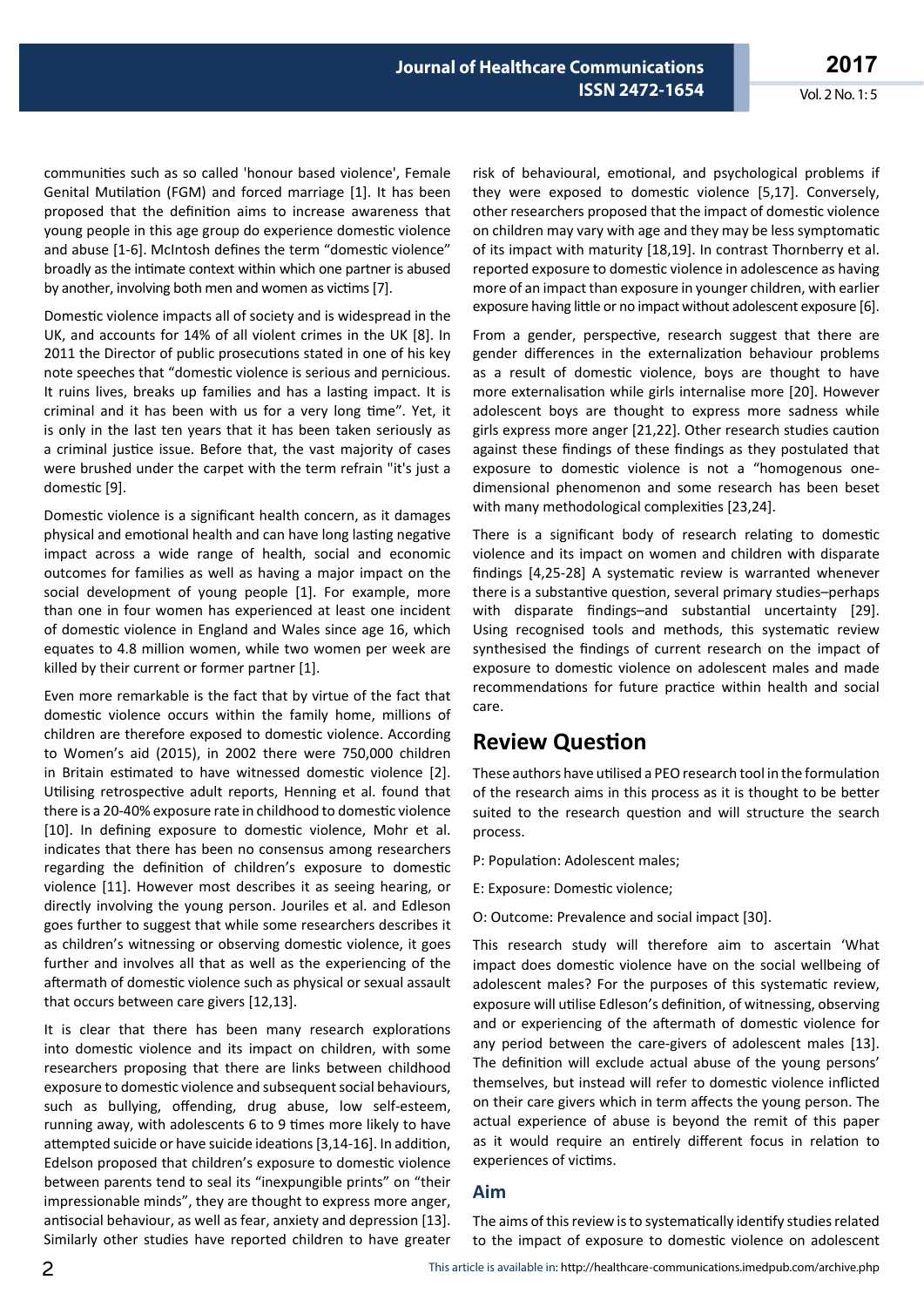communities such as so called 'honour based violence', Female Genital Mutilation (FGM) and forced marriage [1]. It has been proposed that the definition aims to increase awareness that young people in this age group do experience domestic violence and abuse [1-6]. McIntosh defines the term "domestic violence" broadly as the intimate context within which one partner is abused by another, involving both men and women as victims [7].

Domestic violence impacts all of society and is widespread in the UK, and accounts for 14% of all violent crimes in the UK [8]. In 2011 the Director of public prosecutions stated in one of his key note speeches that "domestic violence is serious and pernicious. It ruins lives, breaks up families and has a lasting impact. It is criminal and it has been with us for a very long time". Yet, it is only in the last ten years that it has been taken seriously as a criminal justice issue. Before that, the vast majority of cases were brushed under the carpet with the term refrain "it's just a domestic [9].

Domestic violence is a significant health concern, as it damages physical and emotional health and can have long lasting negative impact across a wide range of health, social and economic outcomes for families as well as having a major impact on the social development of young people [1]. For example, more than one in four women has experienced at least one incident of domestic violence in England and Wales since age 16, which equates to 4.8 million women, while two women per week are killed by their current or former partner [1].

Even more remarkable is the fact that by virtue of the fact that domestic violence occurs within the family home, millions of children are therefore exposed to domestic violence. According to Women's aid (2015), in 2002 there were 750,000 children in Britain estimated to have witnessed domestic violence [2]. Utilising retrospective adult reports, Henning et al. found that there is a 20-40% exposure rate in childhood to domestic violence [10]. In defining exposure to domestic violence, Mohr et al. indicates that there has been no consensus among researchers regarding the definition of children's exposure to domestic violence [11]. However most describes it as seeing hearing, or directly involving the young person. Jouriles et al. and Edleson goes further to suggest that while some researchers describes it as children's witnessing or observing domestic violence, it goes further and involves all that as well as the experiencing of the aftermath of domestic violence such as physical or sexual assault that occurs between care givers [12,13].

It is clear that there has been many research explorations into domestic violence and its impact on children, with some researchers proposing that there are links between childhood exposure to domestic violence and subsequent social behaviours, such as bullying, offending, drug abuse, low self-esteem, running away, with adolescents 6 to 9 times more likely to have attempted suicide or have suicide ideations [3,14-16]. In addition, Edelson proposed that children's exposure to domestic violence between parents tend to seal its "inexpungible prints" on "their impressionable minds", they are thought to express more anger, antisocial behaviour, as well as fear, anxiety and depression [13]. Similarly other studies have reported children to have greater risk of behavioural, emotional, and psychological problems if they were exposed to domestic violence [5,17]. Conversely, other researchers proposed that the impact of domestic violence on children may vary with age and they may be less symptomatic of its impact with maturity [18,19]. In contrast Thornberry et al. reported exposure to domestic violence in adolescence as having more of an impact than exposure in younger children, with earlier exposure having little or no impact without adolescent exposure [6].

From a gender, perspective, research suggest that there are gender differences in the externalization behaviour problems as a result of domestic violence, boys are thought to have more externalisation while girls internalise more [20]. However adolescent boys are thought to express more sadness while girls express more anger [21,22]. Other research studies caution against these findings of these findings as they postulated that exposure to domestic violence is not a "homogenous one-dimensional phenomenon and some research has been beset with many methodological complexities [23,24].

There is a significant body of research relating to domestic violence and its impact on women and children with disparate findings [4,25-28] A systematic review is warranted whenever there is a substantive question, several primary studies–perhaps with disparate findings–and substantial uncertainty [29]. Using recognised tools and methods, this systematic review synthesised the findings of current research on the impact of exposure to domestic violence on adolescent males and made recommendations for future practice within health and social care.

## Review Question

These authors have utilised a PEO research tool in the formulation of the research aims in this process as it is thought to be better suited to the research question and will structure the search process.

P: Population: Adolescent males;

E: Exposure: Domestic violence;

O: Outcome: Prevalence and social impact [30].

This research study will therefore aim to ascertain 'What impact does domestic violence have on the social wellbeing of adolescent males? For the purposes of this systematic review, exposure will utilise Edleson's definition, of witnessing, observing and or experiencing of the aftermath of domestic violence for any period between the care-givers of adolescent males [13]. The definition will exclude actual abuse of the young persons' themselves, but instead will refer to domestic violence inflicted on their care givers which in term affects the young person. The actual experience of abuse is beyond the remit of this paper as it would require an entirely different focus in relation to experiences of victims.

### Aim

The aims of this review is to systematically identify studies related to the impact of exposure to domestic violence on adolescent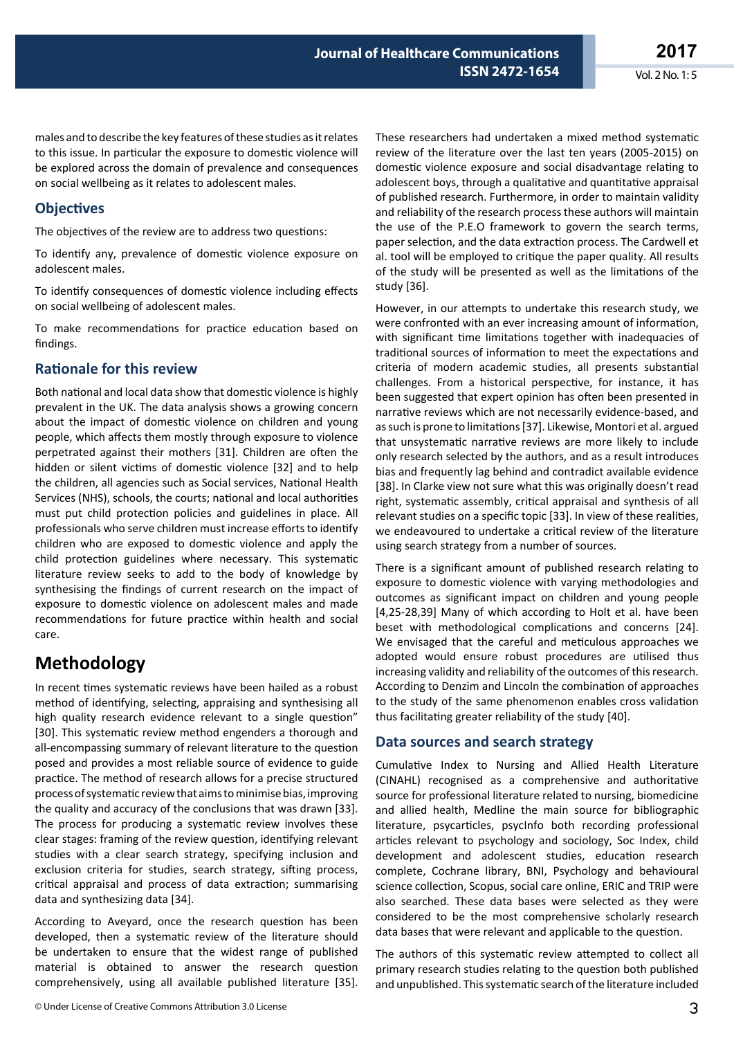males and to describe the key features of these studies as it relates to this issue. In particular the exposure to domestic violence will be explored across the domain of prevalence and consequences on social wellbeing as it relates to adolescent males.

## Objectives

The objectives of the review are to address two questions:

To identify any, prevalence of domestic violence exposure on adolescent males.

To identify consequences of domestic violence including effects on social wellbeing of adolescent males.

To make recommendations for practice education based on findings.

## Rationale for this review

Both national and local data show that domestic violence is highly prevalent in the UK. The data analysis shows a growing concern about the impact of domestic violence on children and young people, which affects them mostly through exposure to violence perpetrated against their mothers [31]. Children are often the hidden or silent victims of domestic violence [32] and to help the children, all agencies such as Social services, National Health Services (NHS), schools, the courts; national and local authorities must put child protection policies and guidelines in place. All professionals who serve children must increase efforts to identify children who are exposed to domestic violence and apply the child protection guidelines where necessary. This systematic literature review seeks to add to the body of knowledge by synthesising the findings of current research on the impact of exposure to domestic violence on adolescent males and made recommendations for future practice within health and social care.

# Methodology

In recent times systematic reviews have been hailed as a robust method of identifying, selecting, appraising and synthesising all high quality research evidence relevant to a single question" [30]. This systematic review method engenders a thorough and all-encompassing summary of relevant literature to the question posed and provides a most reliable source of evidence to guide practice. The method of research allows for a precise structured process of systematic review that aims to minimise bias, improving the quality and accuracy of the conclusions that was drawn [33]. The process for producing a systematic review involves these clear stages: framing of the review question, identifying relevant studies with a clear search strategy, specifying inclusion and exclusion criteria for studies, search strategy, sifting process, critical appraisal and process of data extraction; summarising data and synthesizing data [34].

According to Aveyard, once the research question has been developed, then a systematic review of the literature should be undertaken to ensure that the widest range of published material is obtained to answer the research question comprehensively, using all available published literature [35]. These researchers had undertaken a mixed method systematic review of the literature over the last ten years (2005-2015) on domestic violence exposure and social disadvantage relating to adolescent boys, through a qualitative and quantitative appraisal of published research. Furthermore, in order to maintain validity and reliability of the research process these authors will maintain the use of the P.E.O framework to govern the search terms, paper selection, and the data extraction process. The Cardwell et al. tool will be employed to critique the paper quality. All results of the study will be presented as well as the limitations of the study [36].

However, in our attempts to undertake this research study, we were confronted with an ever increasing amount of information, with significant time limitations together with inadequacies of traditional sources of information to meet the expectations and criteria of modern academic studies, all presents substantial challenges. From a historical perspective, for instance, it has been suggested that expert opinion has often been presented in narrative reviews which are not necessarily evidence-based, and as such is prone to limitations [37]. Likewise, Montori et al. argued that unsystematic narrative reviews are more likely to include only research selected by the authors, and as a result introduces bias and frequently lag behind and contradict available evidence [38]. In Clarke view not sure what this was originally doesn't read right, systematic assembly, critical appraisal and synthesis of all relevant studies on a specific topic [33]. In view of these realities, we endeavoured to undertake a critical review of the literature using search strategy from a number of sources.

There is a significant amount of published research relating to exposure to domestic violence with varying methodologies and outcomes as significant impact on children and young people [4,25-28,39] Many of which according to Holt et al. have been beset with methodological complications and concerns [24]. We envisaged that the careful and meticulous approaches we adopted would ensure robust procedures are utilised thus increasing validity and reliability of the outcomes of this research. According to Denzim and Lincoln the combination of approaches to the study of the same phenomenon enables cross validation thus facilitating greater reliability of the study [40].

## Data sources and search strategy

Cumulative Index to Nursing and Allied Health Literature (CINAHL) recognised as a comprehensive and authoritative source for professional literature related to nursing, biomedicine and allied health, Medline the main source for bibliographic literature, psycarticles, psycInfo both recording professional articles relevant to psychology and sociology, Soc Index, child development and adolescent studies, education research complete, Cochrane library, BNI, Psychology and behavioural science collection, Scopus, social care online, ERIC and TRIP were also searched. These data bases were selected as they were considered to be the most comprehensive scholarly research data bases that were relevant and applicable to the question.

The authors of this systematic review attempted to collect all primary research studies relating to the question both published and unpublished. This systematic search of the literature included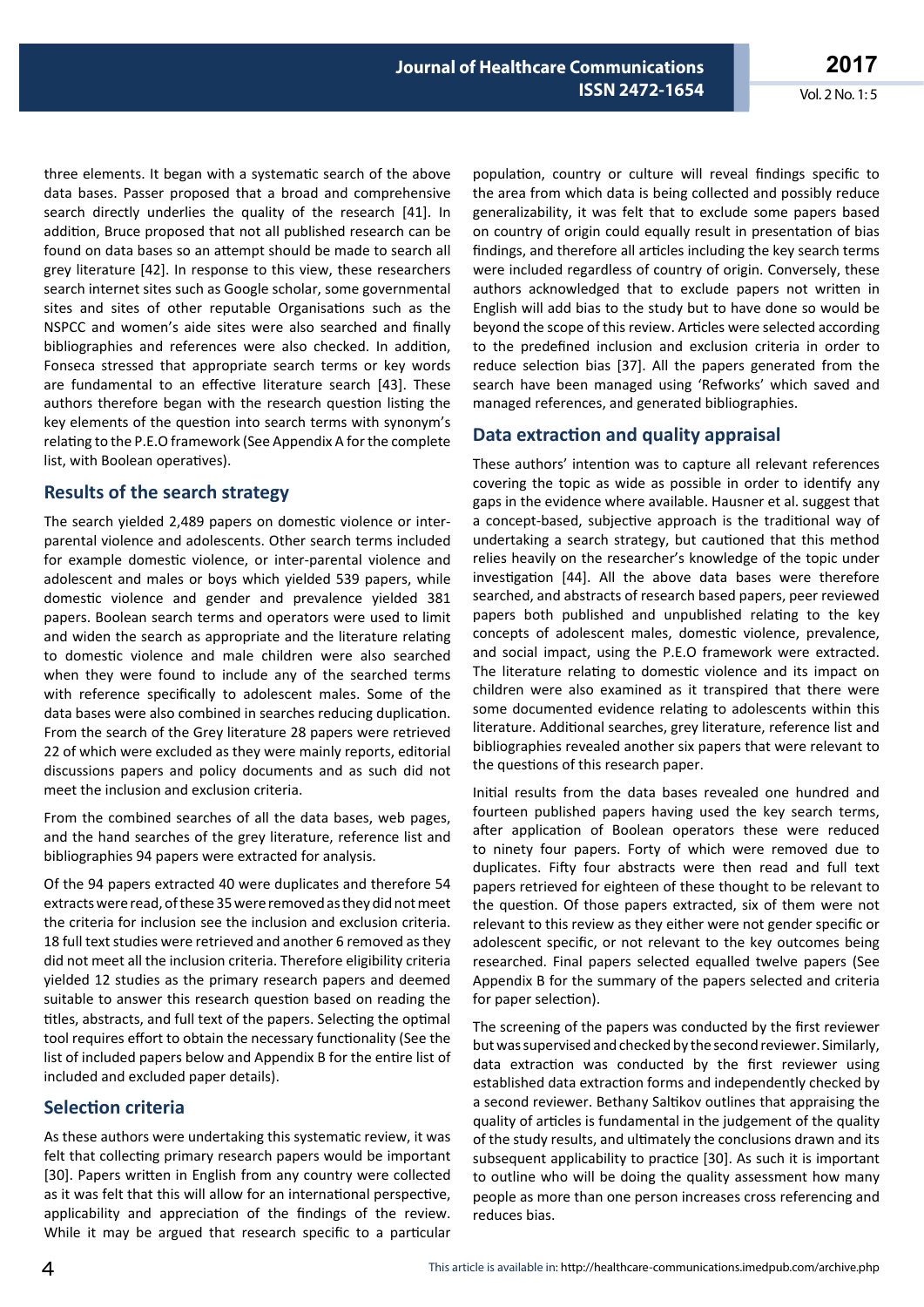three elements. It began with a systematic search of the above data bases. Passer proposed that a broad and comprehensive search directly underlies the quality of the research [41]. In addition, Bruce proposed that not all published research can be found on data bases so an attempt should be made to search all grey literature [42]. In response to this view, these researchers search internet sites such as Google scholar, some governmental sites and sites of other reputable Organisations such as the NSPCC and women's aide sites were also searched and finally bibliographies and references were also checked. In addition, Fonseca stressed that appropriate search terms or key words are fundamental to an effective literature search [43]. These authors therefore began with the research question listing the key elements of the question into search terms with synonym's relating to the P.E.O framework (See Appendix A for the complete list, with Boolean operatives).

## Results of the search strategy

The search yielded 2,489 papers on domestic violence or inter-parental violence and adolescents. Other search terms included for example domestic violence, or inter-parental violence and adolescent and males or boys which yielded 539 papers, while domestic violence and gender and prevalence yielded 381 papers. Boolean search terms and operators were used to limit and widen the search as appropriate and the literature relating to domestic violence and male children were also searched when they were found to include any of the searched terms with reference specifically to adolescent males. Some of the data bases were also combined in searches reducing duplication. From the search of the Grey literature 28 papers were retrieved 22 of which were excluded as they were mainly reports, editorial discussions papers and policy documents and as such did not meet the inclusion and exclusion criteria.

From the combined searches of all the data bases, web pages, and the hand searches of the grey literature, reference list and bibliographies 94 papers were extracted for analysis.

Of the 94 papers extracted 40 were duplicates and therefore 54 extracts were read, of these 35 were removed as they did not meet the criteria for inclusion see the inclusion and exclusion criteria. 18 full text studies were retrieved and another 6 removed as they did not meet all the inclusion criteria. Therefore eligibility criteria yielded 12 studies as the primary research papers and deemed suitable to answer this research question based on reading the titles, abstracts, and full text of the papers. Selecting the optimal tool requires effort to obtain the necessary functionality (See the list of included papers below and Appendix B for the entire list of included and excluded paper details).

## Selection criteria

As these authors were undertaking this systematic review, it was felt that collecting primary research papers would be important [30]. Papers written in English from any country were collected as it was felt that this will allow for an international perspective, applicability and appreciation of the findings of the review. While it may be argued that research specific to a particular population, country or culture will reveal findings specific to the area from which data is being collected and possibly reduce generalizability, it was felt that to exclude some papers based on country of origin could equally result in presentation of bias findings, and therefore all articles including the key search terms were included regardless of country of origin. Conversely, these authors acknowledged that to exclude papers not written in English will add bias to the study but to have done so would be beyond the scope of this review. Articles were selected according to the predefined inclusion and exclusion criteria in order to reduce selection bias [37]. All the papers generated from the search have been managed using 'Refworks' which saved and managed references, and generated bibliographies.

## Data extraction and quality appraisal

These authors' intention was to capture all relevant references covering the topic as wide as possible in order to identify any gaps in the evidence where available. Hausner et al. suggest that a concept-based, subjective approach is the traditional way of undertaking a search strategy, but cautioned that this method relies heavily on the researcher's knowledge of the topic under investigation [44]. All the above data bases were therefore searched, and abstracts of research based papers, peer reviewed papers both published and unpublished relating to the key concepts of adolescent males, domestic violence, prevalence, and social impact, using the P.E.O framework were extracted. The literature relating to domestic violence and its impact on children were also examined as it transpired that there were some documented evidence relating to adolescents within this literature. Additional searches, grey literature, reference list and bibliographies revealed another six papers that were relevant to the questions of this research paper.

Initial results from the data bases revealed one hundred and fourteen published papers having used the key search terms, after application of Boolean operators these were reduced to ninety four papers. Forty of which were removed due to duplicates. Fifty four abstracts were then read and full text papers retrieved for eighteen of these thought to be relevant to the question. Of those papers extracted, six of them were not relevant to this review as they either were not gender specific or adolescent specific, or not relevant to the key outcomes being researched. Final papers selected equalled twelve papers (See Appendix B for the summary of the papers selected and criteria for paper selection).

The screening of the papers was conducted by the first reviewer but was supervised and checked by the second reviewer. Similarly, data extraction was conducted by the first reviewer using established data extraction forms and independently checked by a second reviewer. Bethany Saltikov outlines that appraising the quality of articles is fundamental in the judgement of the quality of the study results, and ultimately the conclusions drawn and its subsequent applicability to practice [30]. As such it is important to outline who will be doing the quality assessment how many people as more than one person increases cross referencing and reduces bias.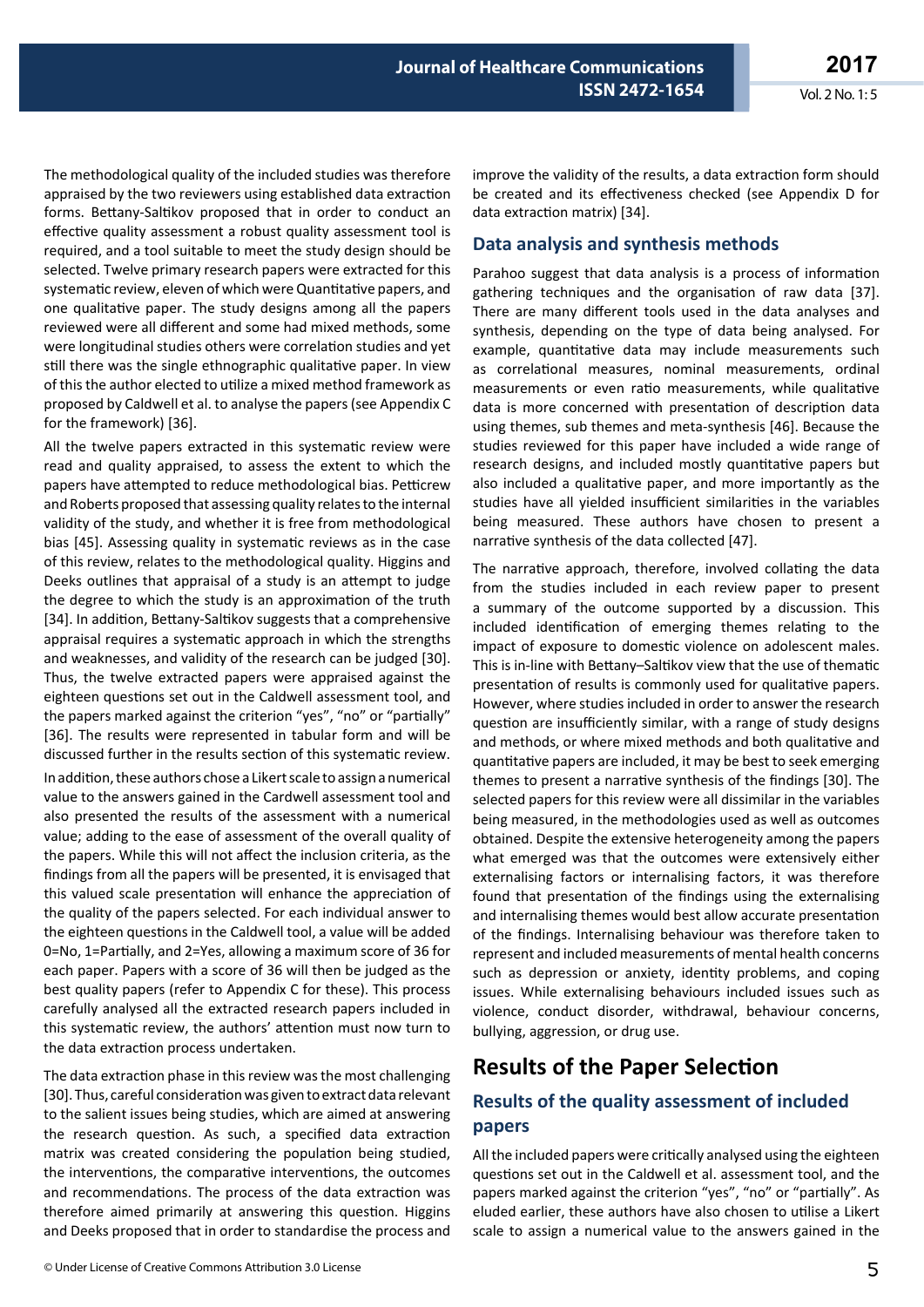The methodological quality of the included studies was therefore appraised by the two reviewers using established data extraction forms. Bettany-Saltikov proposed that in order to conduct an effective quality assessment a robust quality assessment tool is required, and a tool suitable to meet the study design should be selected. Twelve primary research papers were extracted for this systematic review, eleven of which were Quantitative papers, and one qualitative paper. The study designs among all the papers reviewed were all different and some had mixed methods, some were longitudinal studies others were correlation studies and yet still there was the single ethnographic qualitative paper. In view of this the author elected to utilize a mixed method framework as proposed by Caldwell et al. to analyse the papers (see Appendix C for the framework) [36].

All the twelve papers extracted in this systematic review were read and quality appraised, to assess the extent to which the papers have attempted to reduce methodological bias. Petticrew and Roberts proposed that assessing quality relates to the internal validity of the study, and whether it is free from methodological bias [45]. Assessing quality in systematic reviews as in the case of this review, relates to the methodological quality. Higgins and Deeks outlines that appraisal of a study is an attempt to judge the degree to which the study is an approximation of the truth [34]. In addition, Bettany-Saltikov suggests that a comprehensive appraisal requires a systematic approach in which the strengths and weaknesses, and validity of the research can be judged [30]. Thus, the twelve extracted papers were appraised against the eighteen questions set out in the Caldwell assessment tool, and the papers marked against the criterion "yes", "no" or "partially" [36]. The results were represented in tabular form and will be discussed further in the results section of this systematic review.

In addition, these authors chose a Likert scale to assign a numerical value to the answers gained in the Cardwell assessment tool and also presented the results of the assessment with a numerical value; adding to the ease of assessment of the overall quality of the papers. While this will not affect the inclusion criteria, as the findings from all the papers will be presented, it is envisaged that this valued scale presentation will enhance the appreciation of the quality of the papers selected. For each individual answer to the eighteen questions in the Caldwell tool, a value will be added 0=No, 1=Partially, and 2=Yes, allowing a maximum score of 36 for each paper. Papers with a score of 36 will then be judged as the best quality papers (refer to Appendix C for these). This process carefully analysed all the extracted research papers included in this systematic review, the authors' attention must now turn to the data extraction process undertaken.

The data extraction phase in this review was the most challenging [30]. Thus, careful consideration was given to extract data relevant to the salient issues being studies, which are aimed at answering the research question. As such, a specified data extraction matrix was created considering the population being studied, the interventions, the comparative interventions, the outcomes and recommendations. The process of the data extraction was therefore aimed primarily at answering this question. Higgins and Deeks proposed that in order to standardise the process and improve the validity of the results, a data extraction form should be created and its effectiveness checked (see Appendix D for data extraction matrix) [34].

## Data analysis and synthesis methods

Parahoo suggest that data analysis is a process of information gathering techniques and the organisation of raw data [37]. There are many different tools used in the data analyses and synthesis, depending on the type of data being analysed. For example, quantitative data may include measurements such as correlational measures, nominal measurements, ordinal measurements or even ratio measurements, while qualitative data is more concerned with presentation of description data using themes, sub themes and meta-synthesis [46]. Because the studies reviewed for this paper have included a wide range of research designs, and included mostly quantitative papers but also included a qualitative paper, and more importantly as the studies have all yielded insufficient similarities in the variables being measured. These authors have chosen to present a narrative synthesis of the data collected [47].

The narrative approach, therefore, involved collating the data from the studies included in each review paper to present a summary of the outcome supported by a discussion. This included identification of emerging themes relating to the impact of exposure to domestic violence on adolescent males. This is in-line with Bettany–Saltikov view that the use of thematic presentation of results is commonly used for qualitative papers. However, where studies included in order to answer the research question are insufficiently similar, with a range of study designs and methods, or where mixed methods and both qualitative and quantitative papers are included, it may be best to seek emerging themes to present a narrative synthesis of the findings [30]. The selected papers for this review were all dissimilar in the variables being measured, in the methodologies used as well as outcomes obtained. Despite the extensive heterogeneity among the papers what emerged was that the outcomes were extensively either externalising factors or internalising factors, it was therefore found that presentation of the findings using the externalising and internalising themes would best allow accurate presentation of the findings. Internalising behaviour was therefore taken to represent and included measurements of mental health concerns such as depression or anxiety, identity problems, and coping issues. While externalising behaviours included issues such as violence, conduct disorder, withdrawal, behaviour concerns, bullying, aggression, or drug use.

# Results of the Paper Selection

## Results of the quality assessment of included papers

All the included papers were critically analysed using the eighteen questions set out in the Caldwell et al. assessment tool, and the papers marked against the criterion "yes", "no" or "partially". As eluded earlier, these authors have also chosen to utilise a Likert scale to assign a numerical value to the answers gained in the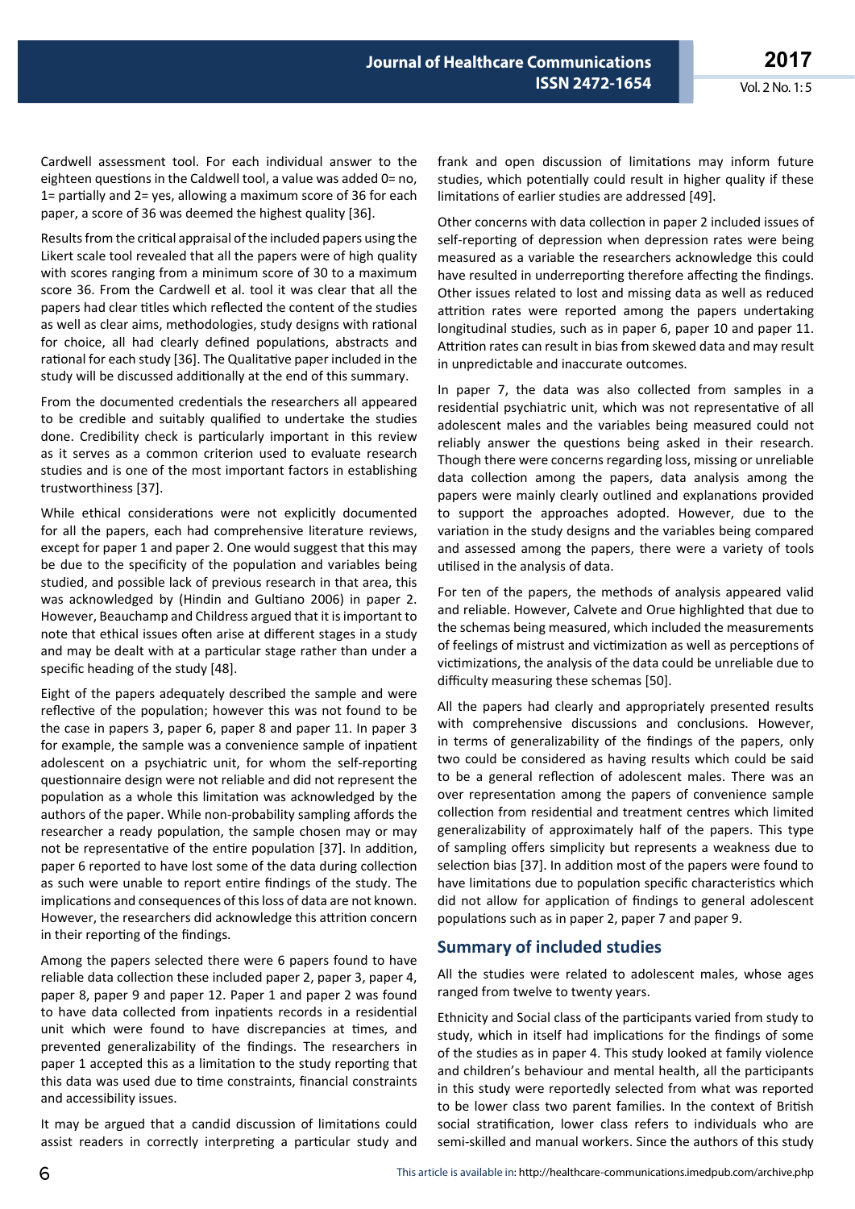Cardwell assessment tool. For each individual answer to the eighteen questions in the Caldwell tool, a value was added 0= no, 1= partially and 2= yes, allowing a maximum score of 36 for each paper, a score of 36 was deemed the highest quality [36].

Results from the critical appraisal of the included papers using the Likert scale tool revealed that all the papers were of high quality with scores ranging from a minimum score of 30 to a maximum score 36. From the Cardwell et al. tool it was clear that all the papers had clear titles which reflected the content of the studies as well as clear aims, methodologies, study designs with rational for choice, all had clearly defined populations, abstracts and rational for each study [36]. The Qualitative paper included in the study will be discussed additionally at the end of this summary.

From the documented credentials the researchers all appeared to be credible and suitably qualified to undertake the studies done. Credibility check is particularly important in this review as it serves as a common criterion used to evaluate research studies and is one of the most important factors in establishing trustworthiness [37].

While ethical considerations were not explicitly documented for all the papers, each had comprehensive literature reviews, except for paper 1 and paper 2. One would suggest that this may be due to the specificity of the population and variables being studied, and possible lack of previous research in that area, this was acknowledged by (Hindin and Gultiano 2006) in paper 2. However, Beauchamp and Childress argued that it is important to note that ethical issues often arise at different stages in a study and may be dealt with at a particular stage rather than under a specific heading of the study [48].

Eight of the papers adequately described the sample and were reflective of the population; however this was not found to be the case in papers 3, paper 6, paper 8 and paper 11. In paper 3 for example, the sample was a convenience sample of inpatient adolescent on a psychiatric unit, for whom the self-reporting questionnaire design were not reliable and did not represent the population as a whole this limitation was acknowledged by the authors of the paper. While non-probability sampling affords the researcher a ready population, the sample chosen may or may not be representative of the entire population [37]. In addition, paper 6 reported to have lost some of the data during collection as such were unable to report entire findings of the study. The implications and consequences of this loss of data are not known. However, the researchers did acknowledge this attrition concern in their reporting of the findings.

Among the papers selected there were 6 papers found to have reliable data collection these included paper 2, paper 3, paper 4, paper 8, paper 9 and paper 12. Paper 1 and paper 2 was found to have data collected from inpatients records in a residential unit which were found to have discrepancies at times, and prevented generalizability of the findings. The researchers in paper 1 accepted this as a limitation to the study reporting that this data was used due to time constraints, financial constraints and accessibility issues.

It may be argued that a candid discussion of limitations could assist readers in correctly interpreting a particular study and frank and open discussion of limitations may inform future studies, which potentially could result in higher quality if these limitations of earlier studies are addressed [49].

Other concerns with data collection in paper 2 included issues of self-reporting of depression when depression rates were being measured as a variable the researchers acknowledge this could have resulted in underreporting therefore affecting the findings. Other issues related to lost and missing data as well as reduced attrition rates were reported among the papers undertaking longitudinal studies, such as in paper 6, paper 10 and paper 11. Attrition rates can result in bias from skewed data and may result in unpredictable and inaccurate outcomes.

In paper 7, the data was also collected from samples in a residential psychiatric unit, which was not representative of all adolescent males and the variables being measured could not reliably answer the questions being asked in their research. Though there were concerns regarding loss, missing or unreliable data collection among the papers, data analysis among the papers were mainly clearly outlined and explanations provided to support the approaches adopted. However, due to the variation in the study designs and the variables being compared and assessed among the papers, there were a variety of tools utilised in the analysis of data.

For ten of the papers, the methods of analysis appeared valid and reliable. However, Calvete and Orue highlighted that due to the schemas being measured, which included the measurements of feelings of mistrust and victimization as well as perceptions of victimizations, the analysis of the data could be unreliable due to difficulty measuring these schemas [50].

All the papers had clearly and appropriately presented results with comprehensive discussions and conclusions. However, in terms of generalizability of the findings of the papers, only two could be considered as having results which could be said to be a general reflection of adolescent males. There was an over representation among the papers of convenience sample collection from residential and treatment centres which limited generalizability of approximately half of the papers. This type of sampling offers simplicity but represents a weakness due to selection bias [37]. In addition most of the papers were found to have limitations due to population specific characteristics which did not allow for application of findings to general adolescent populations such as in paper 2, paper 7 and paper 9.

## Summary of included studies

All the studies were related to adolescent males, whose ages ranged from twelve to twenty years.

Ethnicity and Social class of the participants varied from study to study, which in itself had implications for the findings of some of the studies as in paper 4. This study looked at family violence and children's behaviour and mental health, all the participants in this study were reportedly selected from what was reported to be lower class two parent families. In the context of British social stratification, lower class refers to individuals who are semi-skilled and manual workers. Since the authors of this study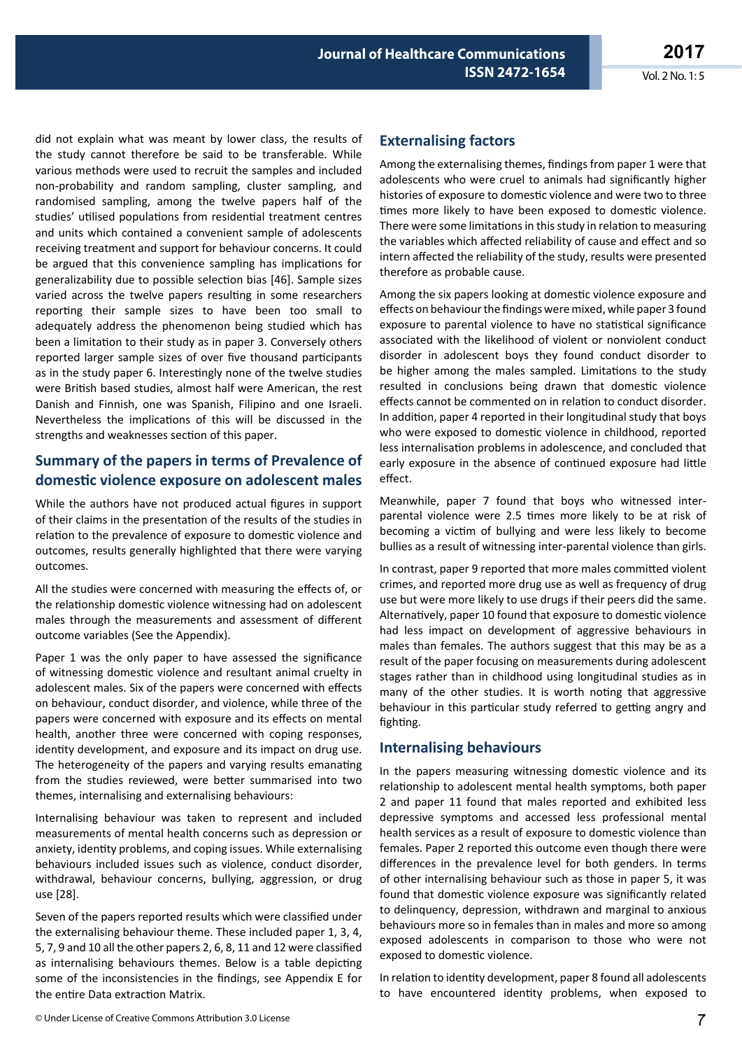did not explain what was meant by lower class, the results of the study cannot therefore be said to be transferable. While various methods were used to recruit the samples and included non-probability and random sampling, cluster sampling, and randomised sampling, among the twelve papers half of the studies' utilised populations from residential treatment centres and units which contained a convenient sample of adolescents receiving treatment and support for behaviour concerns. It could be argued that this convenience sampling has implications for generalizability due to possible selection bias [46]. Sample sizes varied across the twelve papers resulting in some researchers reporting their sample sizes to have been too small to adequately address the phenomenon being studied which has been a limitation to their study as in paper 3. Conversely others reported larger sample sizes of over five thousand participants as in the study paper 6. Interestingly none of the twelve studies were British based studies, almost half were American, the rest Danish and Finnish, one was Spanish, Filipino and one Israeli. Nevertheless the implications of this will be discussed in the strengths and weaknesses section of this paper.

## Summary of the papers in terms of Prevalence of domestic violence exposure on adolescent males

While the authors have not produced actual figures in support of their claims in the presentation of the results of the studies in relation to the prevalence of exposure to domestic violence and outcomes, results generally highlighted that there were varying outcomes.

All the studies were concerned with measuring the effects of, or the relationship domestic violence witnessing had on adolescent males through the measurements and assessment of different outcome variables (See the Appendix).

Paper 1 was the only paper to have assessed the significance of witnessing domestic violence and resultant animal cruelty in adolescent males. Six of the papers were concerned with effects on behaviour, conduct disorder, and violence, while three of the papers were concerned with exposure and its effects on mental health, another three were concerned with coping responses, identity development, and exposure and its impact on drug use. The heterogeneity of the papers and varying results emanating from the studies reviewed, were better summarised into two themes, internalising and externalising behaviours:

Internalising behaviour was taken to represent and included measurements of mental health concerns such as depression or anxiety, identity problems, and coping issues. While externalising behaviours included issues such as violence, conduct disorder, withdrawal, behaviour concerns, bullying, aggression, or drug use [28].

Seven of the papers reported results which were classified under the externalising behaviour theme. These included paper 1, 3, 4, 5, 7, 9 and 10 all the other papers 2, 6, 8, 11 and 12 were classified as internalising behaviours themes. Below is a table depicting some of the inconsistencies in the findings, see Appendix E for the entire Data extraction Matrix.

## Externalising factors

Among the externalising themes, findings from paper 1 were that adolescents who were cruel to animals had significantly higher histories of exposure to domestic violence and were two to three times more likely to have been exposed to domestic violence. There were some limitations in this study in relation to measuring the variables which affected reliability of cause and effect and so intern affected the reliability of the study, results were presented therefore as probable cause.

Among the six papers looking at domestic violence exposure and effects on behaviour the findings were mixed, while paper 3 found exposure to parental violence to have no statistical significance associated with the likelihood of violent or nonviolent conduct disorder in adolescent boys they found conduct disorder to be higher among the males sampled. Limitations to the study resulted in conclusions being drawn that domestic violence effects cannot be commented on in relation to conduct disorder. In addition, paper 4 reported in their longitudinal study that boys who were exposed to domestic violence in childhood, reported less internalisation problems in adolescence, and concluded that early exposure in the absence of continued exposure had little effect.

Meanwhile, paper 7 found that boys who witnessed inter-parental violence were 2.5 times more likely to be at risk of becoming a victim of bullying and were less likely to become bullies as a result of witnessing inter-parental violence than girls.

In contrast, paper 9 reported that more males committed violent crimes, and reported more drug use as well as frequency of drug use but were more likely to use drugs if their peers did the same. Alternatively, paper 10 found that exposure to domestic violence had less impact on development of aggressive behaviours in males than females. The authors suggest that this may be as a result of the paper focusing on measurements during adolescent stages rather than in childhood using longitudinal studies as in many of the other studies. It is worth noting that aggressive behaviour in this particular study referred to getting angry and fighting.

## Internalising behaviours

In the papers measuring witnessing domestic violence and its relationship to adolescent mental health symptoms, both paper 2 and paper 11 found that males reported and exhibited less depressive symptoms and accessed less professional mental health services as a result of exposure to domestic violence than females. Paper 2 reported this outcome even though there were differences in the prevalence level for both genders. In terms of other internalising behaviour such as those in paper 5, it was found that domestic violence exposure was significantly related to delinquency, depression, withdrawn and marginal to anxious behaviours more so in females than in males and more so among exposed adolescents in comparison to those who were not exposed to domestic violence.

In relation to identity development, paper 8 found all adolescents to have encountered identity problems, when exposed to

© Under License of Creative Commons Attribution 3.0 License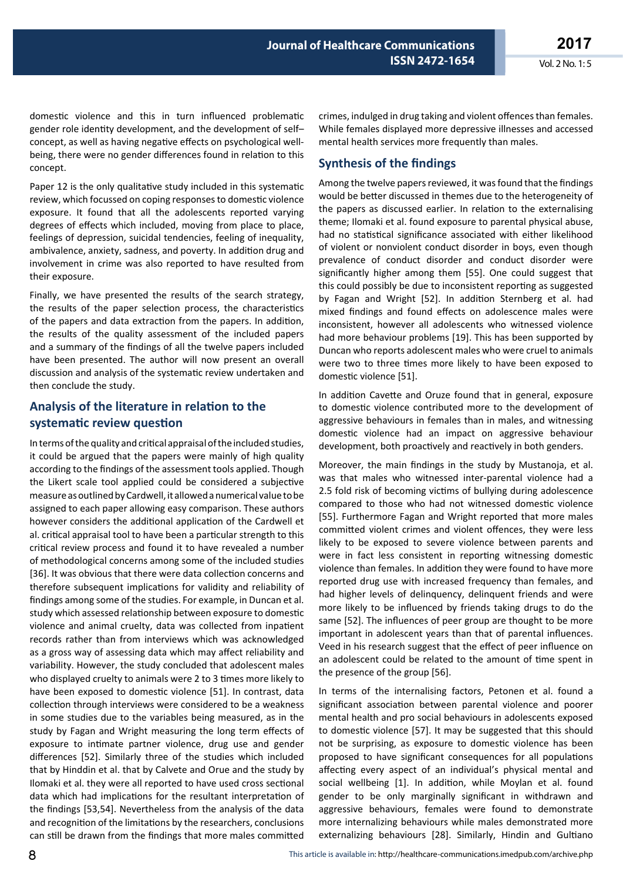domestic violence and this in turn influenced problematic gender role identity development, and the development of self–concept, as well as having negative effects on psychological well-being, there were no gender differences found in relation to this concept.

Paper 12 is the only qualitative study included in this systematic review, which focussed on coping responses to domestic violence exposure. It found that all the adolescents reported varying degrees of effects which included, moving from place to place, feelings of depression, suicidal tendencies, feeling of inequality, ambivalence, anxiety, sadness, and poverty. In addition drug and involvement in crime was also reported to have resulted from their exposure.

Finally, we have presented the results of the search strategy, the results of the paper selection process, the characteristics of the papers and data extraction from the papers. In addition, the results of the quality assessment of the included papers and a summary of the findings of all the twelve papers included have been presented. The author will now present an overall discussion and analysis of the systematic review undertaken and then conclude the study.

## Analysis of the literature in relation to the systematic review question

In terms of the quality and critical appraisal of the included studies, it could be argued that the papers were mainly of high quality according to the findings of the assessment tools applied. Though the Likert scale tool applied could be considered a subjective measure as outlined by Cardwell, it allowed a numerical value to be assigned to each paper allowing easy comparison. These authors however considers the additional application of the Cardwell et al. critical appraisal tool to have been a particular strength to this critical review process and found it to have revealed a number of methodological concerns among some of the included studies [36]. It was obvious that there were data collection concerns and therefore subsequent implications for validity and reliability of findings among some of the studies. For example, in Duncan et al. study which assessed relationship between exposure to domestic violence and animal cruelty, data was collected from inpatient records rather than from interviews which was acknowledged as a gross way of assessing data which may affect reliability and variability. However, the study concluded that adolescent males who displayed cruelty to animals were 2 to 3 times more likely to have been exposed to domestic violence [51]. In contrast, data collection through interviews were considered to be a weakness in some studies due to the variables being measured, as in the study by Fagan and Wright measuring the long term effects of exposure to intimate partner violence, drug use and gender differences [52]. Similarly three of the studies which included that by Hinddin et al. that by Calvete and Orue and the study by Ilomaki et al. they were all reported to have used cross sectional data which had implications for the resultant interpretation of the findings [53,54]. Nevertheless from the analysis of the data and recognition of the limitations by the researchers, conclusions can still be drawn from the findings that more males committed crimes, indulged in drug taking and violent offences than females. While females displayed more depressive illnesses and accessed mental health services more frequently than males.

## Synthesis of the findings

Among the twelve papers reviewed, it was found that the findings would be better discussed in themes due to the heterogeneity of the papers as discussed earlier. In relation to the externalising theme; Ilomaki et al. found exposure to parental physical abuse, had no statistical significance associated with either likelihood of violent or nonviolent conduct disorder in boys, even though prevalence of conduct disorder and conduct disorder were significantly higher among them [55]. One could suggest that this could possibly be due to inconsistent reporting as suggested by Fagan and Wright [52]. In addition Sternberg et al. had mixed findings and found effects on adolescence males were inconsistent, however all adolescents who witnessed violence had more behaviour problems [19]. This has been supported by Duncan who reports adolescent males who were cruel to animals were two to three times more likely to have been exposed to domestic violence [51].

In addition Cavette and Oruze found that in general, exposure to domestic violence contributed more to the development of aggressive behaviours in females than in males, and witnessing domestic violence had an impact on aggressive behaviour development, both proactively and reactively in both genders.

Moreover, the main findings in the study by Mustanoja, et al. was that males who witnessed inter-parental violence had a 2.5 fold risk of becoming victims of bullying during adolescence compared to those who had not witnessed domestic violence [55]. Furthermore Fagan and Wright reported that more males committed violent crimes and violent offences, they were less likely to be exposed to severe violence between parents and were in fact less consistent in reporting witnessing domestic violence than females. In addition they were found to have more reported drug use with increased frequency than females, and had higher levels of delinquency, delinquent friends and were more likely to be influenced by friends taking drugs to do the same [52]. The influences of peer group are thought to be more important in adolescent years than that of parental influences. Veed in his research suggest that the effect of peer influence on an adolescent could be related to the amount of time spent in the presence of the group [56].

In terms of the internalising factors, Petonen et al. found a significant association between parental violence and poorer mental health and pro social behaviours in adolescents exposed to domestic violence [57]. It may be suggested that this should not be surprising, as exposure to domestic violence has been proposed to have significant consequences for all populations affecting every aspect of an individual's physical mental and social wellbeing [1]. In addition, while Moylan et al. found gender to be only marginally significant in withdrawn and aggressive behaviours, females were found to demonstrate more internalizing behaviours while males demonstrated more externalizing behaviours [28]. Similarly, Hindin and Gultiano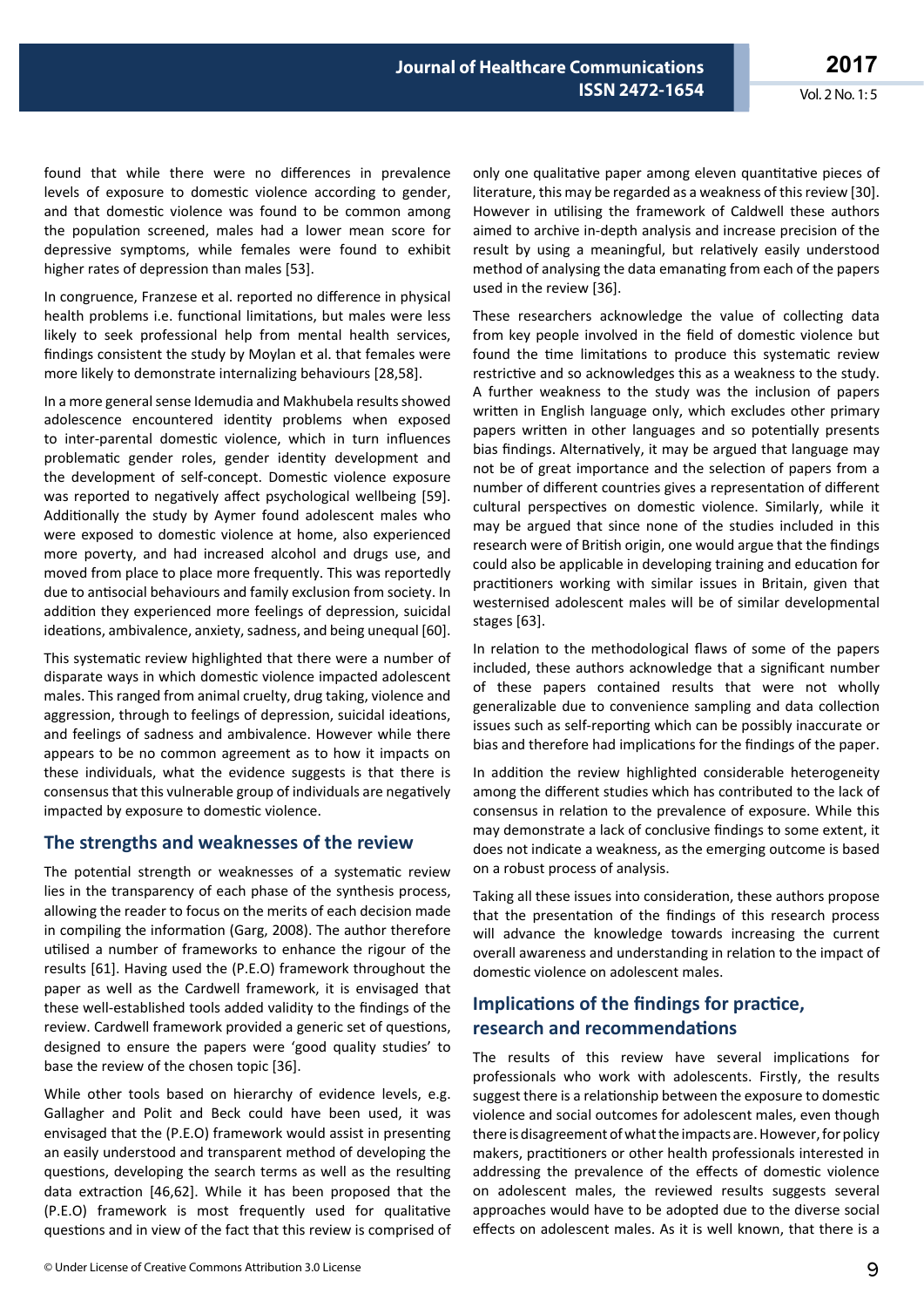found that while there were no differences in prevalence levels of exposure to domestic violence according to gender, and that domestic violence was found to be common among the population screened, males had a lower mean score for depressive symptoms, while females were found to exhibit higher rates of depression than males [53].

In congruence, Franzese et al. reported no difference in physical health problems i.e. functional limitations, but males were less likely to seek professional help from mental health services, findings consistent the study by Moylan et al. that females were more likely to demonstrate internalizing behaviours [28,58].

In a more general sense Idemudia and Makhubela results showed adolescence encountered identity problems when exposed to inter-parental domestic violence, which in turn influences problematic gender roles, gender identity development and the development of self-concept. Domestic violence exposure was reported to negatively affect psychological wellbeing [59]. Additionally the study by Aymer found adolescent males who were exposed to domestic violence at home, also experienced more poverty, and had increased alcohol and drugs use, and moved from place to place more frequently. This was reportedly due to antisocial behaviours and family exclusion from society. In addition they experienced more feelings of depression, suicidal ideations, ambivalence, anxiety, sadness, and being unequal [60].

This systematic review highlighted that there were a number of disparate ways in which domestic violence impacted adolescent males. This ranged from animal cruelty, drug taking, violence and aggression, through to feelings of depression, suicidal ideations, and feelings of sadness and ambivalence. However while there appears to be no common agreement as to how it impacts on these individuals, what the evidence suggests is that there is consensus that this vulnerable group of individuals are negatively impacted by exposure to domestic violence.

## The strengths and weaknesses of the review

The potential strength or weaknesses of a systematic review lies in the transparency of each phase of the synthesis process, allowing the reader to focus on the merits of each decision made in compiling the information (Garg, 2008). The author therefore utilised a number of frameworks to enhance the rigour of the results [61]. Having used the (P.E.O) framework throughout the paper as well as the Cardwell framework, it is envisaged that these well-established tools added validity to the findings of the review. Cardwell framework provided a generic set of questions, designed to ensure the papers were 'good quality studies' to base the review of the chosen topic [36].

While other tools based on hierarchy of evidence levels, e.g. Gallagher and Polit and Beck could have been used, it was envisaged that the (P.E.O) framework would assist in presenting an easily understood and transparent method of developing the questions, developing the search terms as well as the resulting data extraction [46,62]. While it has been proposed that the (P.E.O) framework is most frequently used for qualitative questions and in view of the fact that this review is comprised of only one qualitative paper among eleven quantitative pieces of literature, this may be regarded as a weakness of this review [30]. However in utilising the framework of Caldwell these authors aimed to archive in-depth analysis and increase precision of the result by using a meaningful, but relatively easily understood method of analysing the data emanating from each of the papers used in the review [36].

These researchers acknowledge the value of collecting data from key people involved in the field of domestic violence but found the time limitations to produce this systematic review restrictive and so acknowledges this as a weakness to the study. A further weakness to the study was the inclusion of papers written in English language only, which excludes other primary papers written in other languages and so potentially presents bias findings. Alternatively, it may be argued that language may not be of great importance and the selection of papers from a number of different countries gives a representation of different cultural perspectives on domestic violence. Similarly, while it may be argued that since none of the studies included in this research were of British origin, one would argue that the findings could also be applicable in developing training and education for practitioners working with similar issues in Britain, given that westernised adolescent males will be of similar developmental stages [63].

In relation to the methodological flaws of some of the papers included, these authors acknowledge that a significant number of these papers contained results that were not wholly generalizable due to convenience sampling and data collection issues such as self-reporting which can be possibly inaccurate or bias and therefore had implications for the findings of the paper.

In addition the review highlighted considerable heterogeneity among the different studies which has contributed to the lack of consensus in relation to the prevalence of exposure. While this may demonstrate a lack of conclusive findings to some extent, it does not indicate a weakness, as the emerging outcome is based on a robust process of analysis.

Taking all these issues into consideration, these authors propose that the presentation of the findings of this research process will advance the knowledge towards increasing the current overall awareness and understanding in relation to the impact of domestic violence on adolescent males.

## Implications of the findings for practice, research and recommendations

The results of this review have several implications for professionals who work with adolescents. Firstly, the results suggest there is a relationship between the exposure to domestic violence and social outcomes for adolescent males, even though there is disagreement of what the impacts are. However, for policy makers, practitioners or other health professionals interested in addressing the prevalence of the effects of domestic violence on adolescent males, the reviewed results suggests several approaches would have to be adopted due to the diverse social effects on adolescent males. As it is well known, that there is a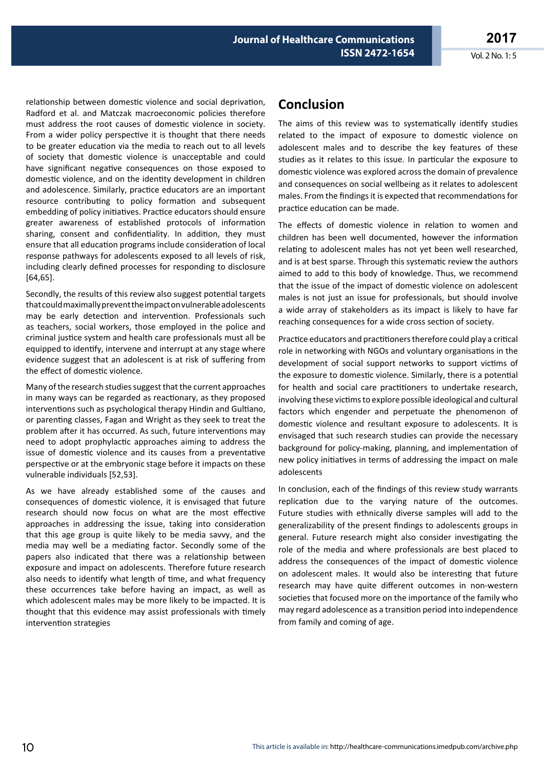relationship between domestic violence and social deprivation, Radford et al. and Matczak macroeconomic policies therefore must address the root causes of domestic violence in society. From a wider policy perspective it is thought that there needs to be greater education via the media to reach out to all levels of society that domestic violence is unacceptable and could have significant negative consequences on those exposed to domestic violence, and on the identity development in children and adolescence. Similarly, practice educators are an important resource contributing to policy formation and subsequent embedding of policy initiatives. Practice educators should ensure greater awareness of established protocols of information sharing, consent and confidentiality. In addition, they must ensure that all education programs include consideration of local response pathways for adolescents exposed to all levels of risk, including clearly defined processes for responding to disclosure [64,65].

Secondly, the results of this review also suggest potential targets that could maximally prevent the impact on vulnerable adolescents may be early detection and intervention. Professionals such as teachers, social workers, those employed in the police and criminal justice system and health care professionals must all be equipped to identify, intervene and interrupt at any stage where evidence suggest that an adolescent is at risk of suffering from the effect of domestic violence.

Many of the research studies suggest that the current approaches in many ways can be regarded as reactionary, as they proposed interventions such as psychological therapy Hindin and Gultiano, or parenting classes, Fagan and Wright as they seek to treat the problem after it has occurred. As such, future interventions may need to adopt prophylactic approaches aiming to address the issue of domestic violence and its causes from a preventative perspective or at the embryonic stage before it impacts on these vulnerable individuals [52,53].

As we have already established some of the causes and consequences of domestic violence, it is envisaged that future research should now focus on what are the most effective approaches in addressing the issue, taking into consideration that this age group is quite likely to be media savvy, and the media may well be a mediating factor. Secondly some of the papers also indicated that there was a relationship between exposure and impact on adolescents. Therefore future research also needs to identify what length of time, and what frequency these occurrences take before having an impact, as well as which adolescent males may be more likely to be impacted. It is thought that this evidence may assist professionals with timely intervention strategies

## Conclusion

The aims of this review was to systematically identify studies related to the impact of exposure to domestic violence on adolescent males and to describe the key features of these studies as it relates to this issue. In particular the exposure to domestic violence was explored across the domain of prevalence and consequences on social wellbeing as it relates to adolescent males. From the findings it is expected that recommendations for practice education can be made.

The effects of domestic violence in relation to women and children has been well documented, however the information relating to adolescent males has not yet been well researched, and is at best sparse. Through this systematic review the authors aimed to add to this body of knowledge. Thus, we recommend that the issue of the impact of domestic violence on adolescent males is not just an issue for professionals, but should involve a wide array of stakeholders as its impact is likely to have far reaching consequences for a wide cross section of society.

Practice educators and practitioners therefore could play a critical role in networking with NGOs and voluntary organisations in the development of social support networks to support victims of the exposure to domestic violence. Similarly, there is a potential for health and social care practitioners to undertake research, involving these victims to explore possible ideological and cultural factors which engender and perpetuate the phenomenon of domestic violence and resultant exposure to adolescents. It is envisaged that such research studies can provide the necessary background for policy-making, planning, and implementation of new policy initiatives in terms of addressing the impact on male adolescents

In conclusion, each of the findings of this review study warrants replication due to the varying nature of the outcomes. Future studies with ethnically diverse samples will add to the generalizability of the present findings to adolescents groups in general. Future research might also consider investigating the role of the media and where professionals are best placed to address the consequences of the impact of domestic violence on adolescent males. It would also be interesting that future research may have quite different outcomes in non-western societies that focused more on the importance of the family who may regard adolescence as a transition period into independence from family and coming of age.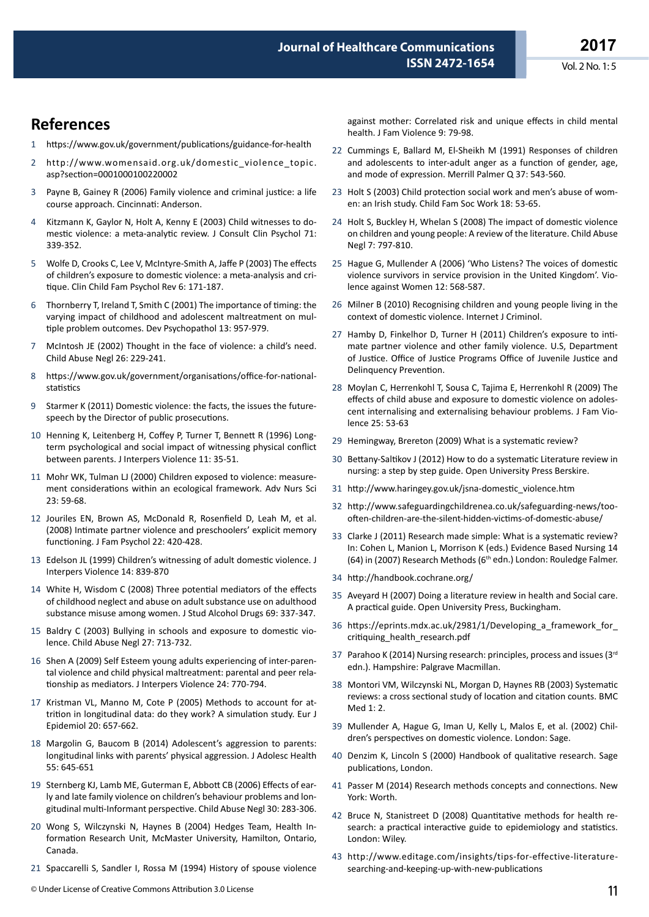## References

1. https://www.gov.uk/government/publications/guidance-for-health
2. http://www.womensaid.org.uk/domestic_violence_topic.asp?section=0001000100220002
3. Payne B, Gainey R (2006) Family violence and criminal justice: a life course approach. Cincinnati: Anderson.
4. Kitzmann K, Gaylor N, Holt A, Kenny E (2003) Child witnesses to domestic violence: a meta-analytic review. J Consult Clin Psychol 71: 339-352.
5. Wolfe D, Crooks C, Lee V, McIntyre-Smith A, Jaffe P (2003) The effects of children's exposure to domestic violence: a meta-analysis and critique. Clin Child Fam Psychol Rev 6: 171-187.
6. Thornberry T, Ireland T, Smith C (2001) The importance of timing: the varying impact of childhood and adolescent maltreatment on multiple problem outcomes. Dev Psychopathol 13: 957-979.
7. McIntosh JE (2002) Thought in the face of violence: a child's need. Child Abuse Negl 26: 229-241.
8. https://www.gov.uk/government/organisations/office-for-national-statistics
9. Starmer K (2011) Domestic violence: the facts, the issues the future-speech by the Director of public prosecutions.
10. Henning K, Leitenberg H, Coffey P, Turner T, Bennett R (1996) Long-term psychological and social impact of witnessing physical conflict between parents. J Interpers Violence 11: 35-51.
11. Mohr WK, Tulman LJ (2000) Children exposed to violence: measurement considerations within an ecological framework. Adv Nurs Sci 23: 59-68.
12. Jouriles EN, Brown AS, McDonald R, Rosenfield D, Leah M, et al. (2008) Intimate partner violence and preschoolers' explicit memory functioning. J Fam Psychol 22: 420-428.
13. Edelson JL (1999) Children's witnessing of adult domestic violence. J Interpers Violence 14: 839-870
14. White H, Wisdom C (2008) Three potential mediators of the effects of childhood neglect and abuse on adult substance use on adulthood substance misuse among women. J Stud Alcohol Drugs 69: 337-347.
15. Baldry C (2003) Bullying in schools and exposure to domestic violence. Child Abuse Negl 27: 713-732.
16. Shen A (2009) Self Esteem young adults experiencing of inter-parental violence and child physical maltreatment: parental and peer relationship as mediators. J Interpers Violence 24: 770-794.
17. Kristman VL, Manno M, Cote P (2005) Methods to account for attrition in longitudinal data: do they work? A simulation study. Eur J Epidemiol 20: 657-662.
18. Margolin G, Baucom B (2014) Adolescent's aggression to parents: longitudinal links with parents' physical aggression. J Adolesc Health 55: 645-651
19. Sternberg KJ, Lamb ME, Guterman E, Abbott CB (2006) Effects of early and late family violence on children's behaviour problems and longitudinal multi-Informant perspective. Child Abuse Negl 30: 283-306.
20. Wong S, Wilczynski N, Haynes B (2004) Hedges Team, Health Information Research Unit, McMaster University, Hamilton, Ontario, Canada.
21. Spaccarelli S, Sandler I, Rossa M (1994) History of spouse violence against mother: Correlated risk and unique effects in child mental health. J Fam Violence 9: 79-98.
22. Cummings E, Ballard M, El-Sheikh M (1991) Responses of children and adolescents to inter-adult anger as a function of gender, age, and mode of expression. Merrill Palmer Q 37: 543-560.
23. Holt S (2003) Child protection social work and men's abuse of women: an Irish study. Child Fam Soc Work 18: 53-65.
24. Holt S, Buckley H, Whelan S (2008) The impact of domestic violence on children and young people: A review of the literature. Child Abuse Negl 7: 797-810.
25. Hague G, Mullender A (2006) 'Who Listens? The voices of domestic violence survivors in service provision in the United Kingdom'. Violence against Women 12: 568-587.
26. Milner B (2010) Recognising children and young people living in the context of domestic violence. Internet J Criminol.
27. Hamby D, Finkelhor D, Turner H (2011) Children's exposure to intimate partner violence and other family violence. U.S, Department of Justice. Office of Justice Programs Office of Juvenile Justice and Delinquency Prevention.
28. Moylan C, Herrenkohl T, Sousa C, Tajima E, Herrenkohl R (2009) The effects of child abuse and exposure to domestic violence on adolescent internalising and externalising behaviour problems. J Fam Violence 25: 53-63
29. Hemingway, Brereton (2009) What is a systematic review?
30. Bettany-Saltikov J (2012) How to do a systematic Literature review in nursing: a step by step guide. Open University Press Berskire.
31. http://www.haringey.gov.uk/jsna-domestic_violence.htm
32. http://www.safeguardingchildrenea.co.uk/safeguarding-news/too-often-children-are-the-silent-hidden-victims-of-domestic-abuse/
33. Clarke J (2011) Research made simple: What is a systematic review? In: Cohen L, Manion L, Morrison K (eds.) Evidence Based Nursing 14 (64) in (2007) Research Methods (6th edn.) London: Rouledge Falmer.
34. http://handbook.cochrane.org/
35. Aveyard H (2007) Doing a literature review in health and Social care. A practical guide. Open University Press, Buckingham.
36. https://eprints.mdx.ac.uk/2981/1/Developing_a_framework_for_critiquing_health_research.pdf
37. Parahoo K (2014) Nursing research: principles, process and issues (3rd edn.). Hampshire: Palgrave Macmillan.
38. Montori VM, Wilczynski NL, Morgan D, Haynes RB (2003) Systematic reviews: a cross sectional study of location and citation counts. BMC Med 1: 2.
39. Mullender A, Hague G, Iman U, Kelly L, Malos E, et al. (2002) Children's perspectives on domestic violence. London: Sage.
40. Denzim K, Lincoln S (2000) Handbook of qualitative research. Sage publications, London.
41. Passer M (2014) Research methods concepts and connections. New York: Worth.
42. Bruce N, Stanistreet D (2008) Quantitative methods for health research: a practical interactive guide to epidemiology and statistics. London: Wiley.
43. http://www.editage.com/insights/tips-for-effective-literature-searching-and-keeping-up-with-new-publications

© Under License of Creative Commons Attribution 3.0 License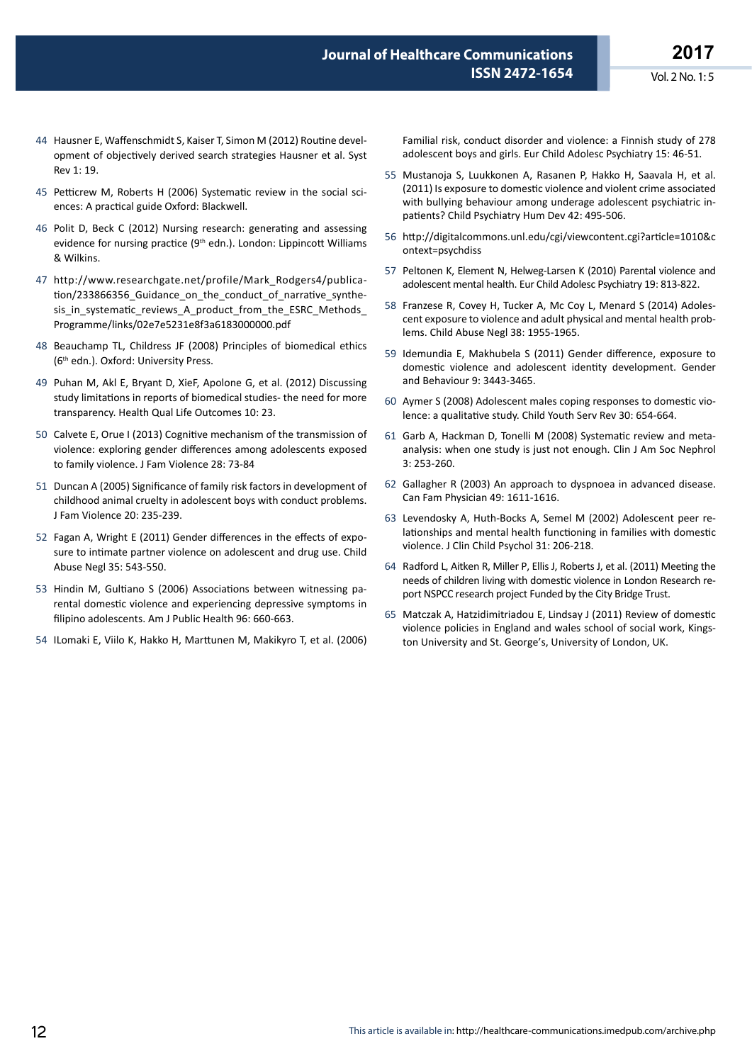44 Hausner E, Waffenschmidt S, Kaiser T, Simon M (2012) Routine development of objectively derived search strategies Hausner et al. Syst Rev 1: 19.

45 Petticrew M, Roberts H (2006) Systematic review in the social sciences: A practical guide Oxford: Blackwell.

46 Polit D, Beck C (2012) Nursing research: generating and assessing evidence for nursing practice (9th edn.). London: Lippincott Williams & Wilkins.

47 http://www.researchgate.net/profile/Mark_Rodgers4/publication/233866356_Guidance_on_the_conduct_of_narrative_synthesis_in_systematic_reviews_A_product_from_the_ESRC_Methods_Programme/links/02e7e5231e8f3a6183000000.pdf

48 Beauchamp TL, Childress JF (2008) Principles of biomedical ethics (6th edn.). Oxford: University Press.

49 Puhan M, Akl E, Bryant D, XieF, Apolone G, et al. (2012) Discussing study limitations in reports of biomedical studies- the need for more transparency. Health Qual Life Outcomes 10: 23.

50 Calvete E, Orue I (2013) Cognitive mechanism of the transmission of violence: exploring gender differences among adolescents exposed to family violence. J Fam Violence 28: 73-84

51 Duncan A (2005) Significance of family risk factors in development of childhood animal cruelty in adolescent boys with conduct problems. J Fam Violence 20: 235-239.

52 Fagan A, Wright E (2011) Gender differences in the effects of exposure to intimate partner violence on adolescent and drug use. Child Abuse Negl 35: 543-550.

53 Hindin M, Gultiano S (2006) Associations between witnessing parental domestic violence and experiencing depressive symptoms in filipino adolescents. Am J Public Health 96: 660-663.

54 ILomaki E, Viilo K, Hakko H, Marttunen M, Makikyro T, et al. (2006) Familial risk, conduct disorder and violence: a Finnish study of 278 adolescent boys and girls. Eur Child Adolesc Psychiatry 15: 46-51.

55 Mustanoja S, Luukkonen A, Rasanen P, Hakko H, Saavala H, et al. (2011) Is exposure to domestic violence and violent crime associated with bullying behaviour among underage adolescent psychiatric inpatients? Child Psychiatry Hum Dev 42: 495-506.

56 http://digitalcommons.unl.edu/cgi/viewcontent.cgi?article=1010&context=psychdiss

57 Peltonen K, Element N, Helweg-Larsen K (2010) Parental violence and adolescent mental health. Eur Child Adolesc Psychiatry 19: 813-822.

58 Franzese R, Covey H, Tucker A, Mc Coy L, Menard S (2014) Adolescent exposure to violence and adult physical and mental health problems. Child Abuse Negl 38: 1955-1965.

59 Idemundia E, Makhubela S (2011) Gender difference, exposure to domestic violence and adolescent identity development. Gender and Behaviour 9: 3443-3465.

60 Aymer S (2008) Adolescent males coping responses to domestic violence: a qualitative study. Child Youth Serv Rev 30: 654-664.

61 Garb A, Hackman D, Tonelli M (2008) Systematic review and meta-analysis: when one study is just not enough. Clin J Am Soc Nephrol 3: 253-260.

62 Gallagher R (2003) An approach to dyspnoea in advanced disease. Can Fam Physician 49: 1611-1616.

63 Levendosky A, Huth-Bocks A, Semel M (2002) Adolescent peer relationships and mental health functioning in families with domestic violence. J Clin Child Psychol 31: 206-218.

64 Radford L, Aitken R, Miller P, Ellis J, Roberts J, et al. (2011) Meeting the needs of children living with domestic violence in London Research report NSPCC research project Funded by the City Bridge Trust.

65 Matczak A, Hatzidimitriadou E, Lindsay J (2011) Review of domestic violence policies in England and wales school of social work, Kingston University and St. George's, University of London, UK.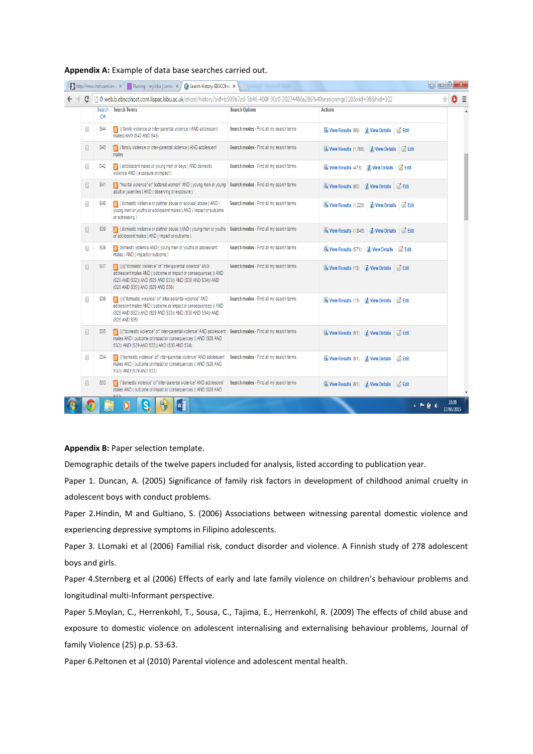**Appendix A:** Example of data base searches carried out.

| Search ID# | Search Terms | Search Options | Actions |
|---|---|---|---|
| S44 | ( family violence or inter-parental violence ) AND adolescent males) AND (S42 AND S43) | Search modes - Find all my search terms | View Results (99) View Details Edit |
| S43 | ( family violence or inter-parental violence ) AND adolescent males | Search modes - Find all my search terms | View Results (1,766) View Details Edit |
| S42 | ( adolescent males or young men or boys ) AND domestic violence AND ( exposure or impact ) | Search modes - Find all my search terms | View Results (473) View Details Edit |
| S41 | "marital violence" or" battered women" AND ( young men or young adult or juveniles ) AND ( observing or exposure ) | Search modes - Find all my search terms | View Results (80) View Details Edit |
| S40 | ( domestic violence or partner abuse or spousal abuse ) AND ( young men or youths or adolescent males ) AND ( impact or outcome or witnessing ) | Search modes - Find all my search terms | View Results (1,229) View Details Edit |
| S39 | ( domestic violence or partner abuse ) AND ( young men or youths or adolescent males ) AND ( impact or outcome ) | Search modes - Find all my search terms | View Results (1,046) View Details Edit |
| S38 | domestic violence AND ( young men or youths or adolescent males ) AND ( impact or outcome ) | Search modes - Find all my search terms | View Results (571) View Details Edit |
| S37 | (((("domestic violence" or" inter-parental violence" AND adolescent males AND ( outcome or impact or consequences )) AND (S28 AND S32)) AND (S29 AND S33)) AND (S30 AND S34)) AND (S26 AND S35)) AND (S29 AND S36) | Search modes - Find all my search terms | View Results (13) View Details Edit |
| S36 | ((("domestic violence" or" inter-parental violence" AND adolescent males AND ( outcome or impact or consequences )) AND (S28 AND S32)) AND (S29 AND S33)) AND (S30 AND S34)) AND (S26 AND S35) | Search modes - Find all my search terms | View Results (13) View Details Edit |
| S35 | ((("domestic violence" or" inter-parental violence" AND adolescent males AND ( outcome or impact or consequences )) AND (S28 AND S32)) AND (S29 AND S33)) AND (S30 AND S34) | Search modes - Find all my search terms | View Results (91) View Details Edit |
| S34 | (("domestic violence" or" inter-parental violence" AND adolescent males AND ( outcome or impact or consequences )) AND (S28 AND S32)) AND (S29 AND S33) | Search modes - Find all my search terms | View Results (91) View Details Edit |
| S33 | ("domestic violence" or" inter-parental violence" AND adolescent males AND ( outcome or impact or consequences )) AND (S28 AND S32) | Search modes - Find all my search terms | View Results (91) View Details Edit |

**Appendix B:** Paper selection template.

Demographic details of the twelve papers included for analysis, listed according to publication year.

Paper 1. Duncan, A. (2005) Significance of family risk factors in development of childhood animal cruelty in adolescent boys with conduct problems.

Paper 2.Hindin, M and Gultiano, S. (2006) Associations between witnessing parental domestic violence and experiencing depressive symptoms in Filipino adolescents.

Paper 3. LLomaki et al (2006) Familial risk, conduct disorder and violence. A Finnish study of 278 adolescent boys and girls.

Paper 4.Sternberg et al (2006) Effects of early and late family violence on children's behaviour problems and longitudinal multi-Informant perspective.

Paper 5.Moylan, C., Herrenkohl, T., Sousa, C., Tajima, E., Herrenkohl, R. (2009) The effects of child abuse and exposure to domestic violence on adolescent internalising and externalising behaviour problems, Journal of family Violence (25) p.p. 53-63.

Paper 6.Peltonen et al (2010) Parental violence and adolescent mental health.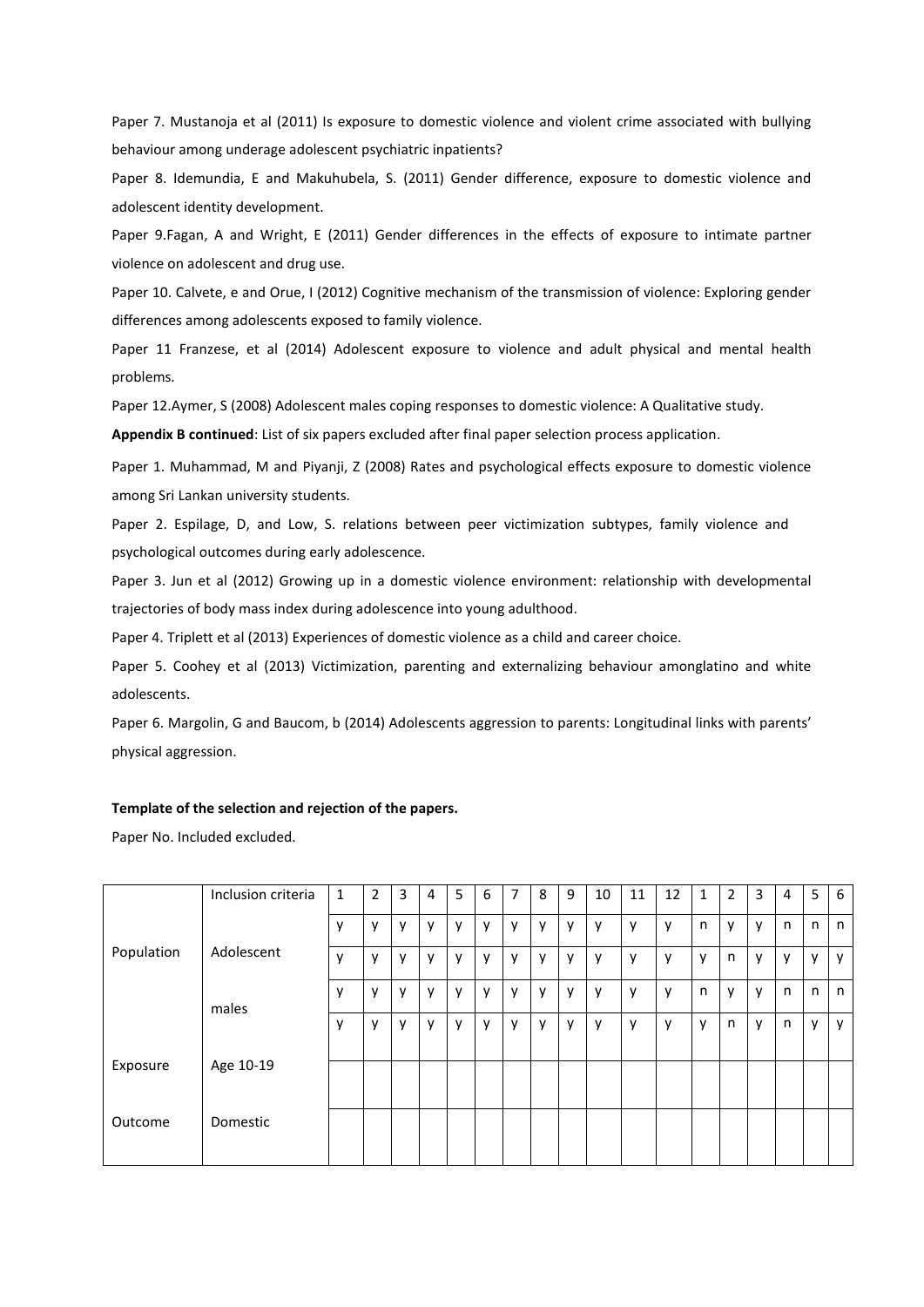Paper 7. Mustanoja et al (2011) Is exposure to domestic violence and violent crime associated with bullying behaviour among underage adolescent psychiatric inpatients?

Paper 8. Idemundia, E and Makuhubela, S. (2011) Gender difference, exposure to domestic violence and adolescent identity development.

Paper 9.Fagan, A and Wright, E (2011) Gender differences in the effects of exposure to intimate partner violence on adolescent and drug use.

Paper 10. Calvete, e and Orue, I (2012) Cognitive mechanism of the transmission of violence: Exploring gender differences among adolescents exposed to family violence.

Paper 11 Franzese, et al (2014) Adolescent exposure to violence and adult physical and mental health problems.

Paper 12.Aymer, S (2008) Adolescent males coping responses to domestic violence: A Qualitative study.

**Appendix B continued**: List of six papers excluded after final paper selection process application.

Paper 1. Muhammad, M and Piyanji, Z (2008) Rates and psychological effects exposure to domestic violence among Sri Lankan university students.

Paper 2. Espilage, D, and Low, S. relations between peer victimization subtypes, family violence and psychological outcomes during early adolescence.

Paper 3. Jun et al (2012) Growing up in a domestic violence environment: relationship with developmental trajectories of body mass index during adolescence into young adulthood.

Paper 4. Triplett et al (2013) Experiences of domestic violence as a child and career choice.

Paper 5. Coohey et al (2013) Victimization, parenting and externalizing behaviour amonglatino and white adolescents.

Paper 6. Margolin, G and Baucom, b (2014) Adolescents aggression to parents: Longitudinal links with parents' physical aggression.

**Template of the selection and rejection of the papers.**

Paper No. Included excluded.

| | Inclusion criteria | 1 | 2 | 3 | 4 | 5 | 6 | 7 | 8 | 9 | 10 | 11 | 12 | 1 | 2 | 3 | 4 | 5 | 6 |
|---|---|---|---|---|---|---|---|---|---|---|---|---|---|---|---|---|---|---|---|
| | | y | y | y | y | y | y | y | y | y | y | y | y | n | y | y | n | n | n |
| Population | Adolescent | y | y | y | y | y | y | y | y | y | y | y | y | y | n | y | y | y | y |
| | males | y | y | y | y | y | y | y | y | y | y | y | y | n | y | y | n | n | n |
| | | y | y | y | y | y | y | y | y | y | y | y | y | y | n | y | n | y | y |
| Exposure | Age 10-19 | | | | | | | | | | | | | | | | | | |
| Outcome | Domestic | | | | | | | | | | | | | | | | | | |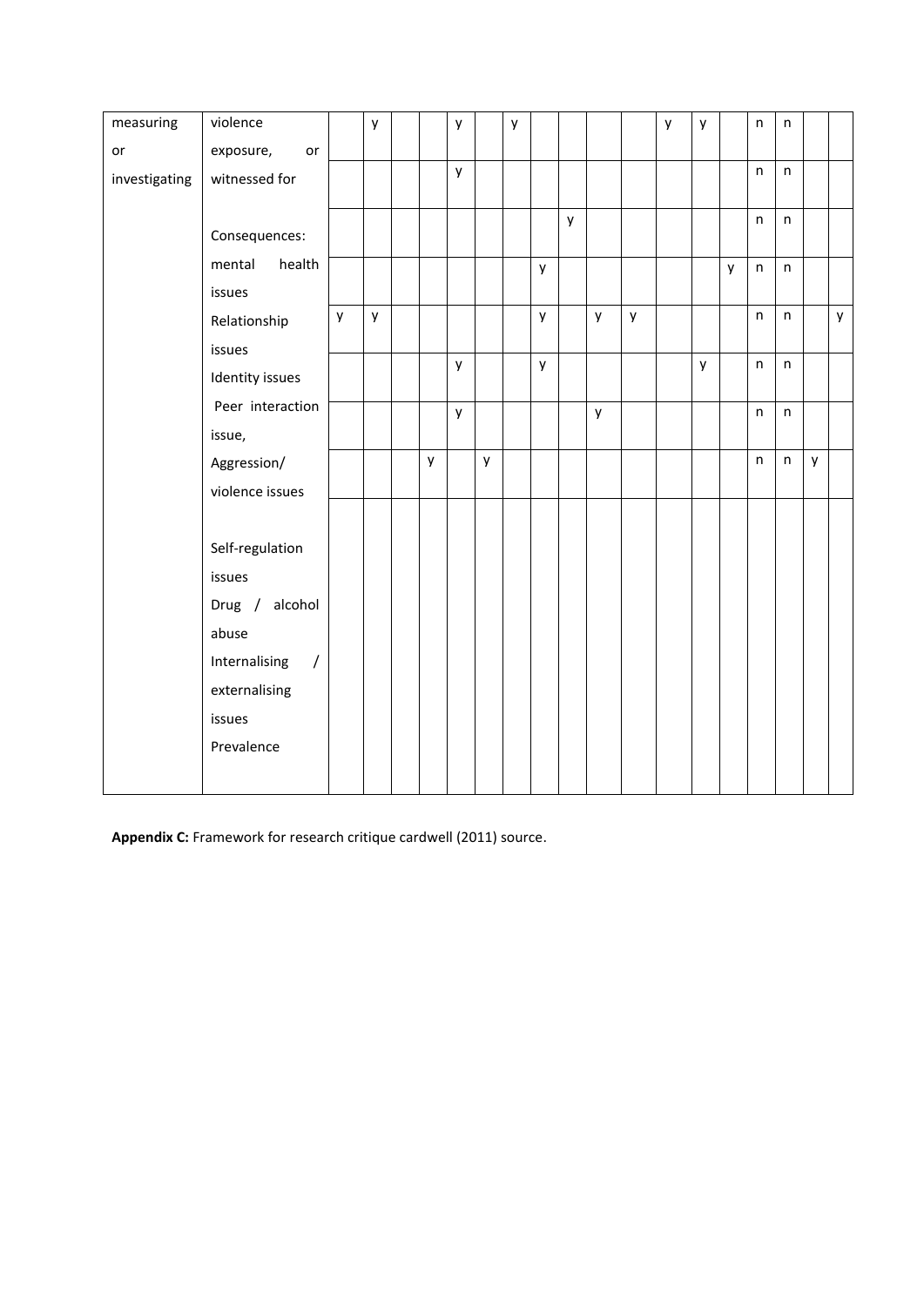| | | | | | | | | | | | | | | | | | | | |
|---|---|---|---|---|---|---|---|---|---|---|---|---|---|---|---|---|---|---|---|
| measuring or | violence exposure, or | | y | | | y | | y | | | | | y | y | | n | n | | |
| investigating | witnessed for | | | | | y | | | | | | | | | | n | n | | |
| | Consequences: | | | | | | | | | y | | | | | | n | n | | |
| | mental health issues | | | | | | | | y | | | | | | y | n | n | | |
| | Relationship issues | y | y | | | | | | y | | y | y | | | | n | n | | y |
| | Identity issues | | | | | y | | | y | | | | | y | | n | n | | |
| | Peer interaction issue, | | | | | y | | | | | y | | | | | n | n | | |
| | Aggression/ violence issues | | | | y | | y | | | | | | | | | n | n | y | |
| | Self-regulation issues Drug / alcohol abuse Internalising / externalising issues Prevalence | | | | | | | | | | | | | | | | | | |

**Appendix C:** Framework for research critique cardwell (2011) source.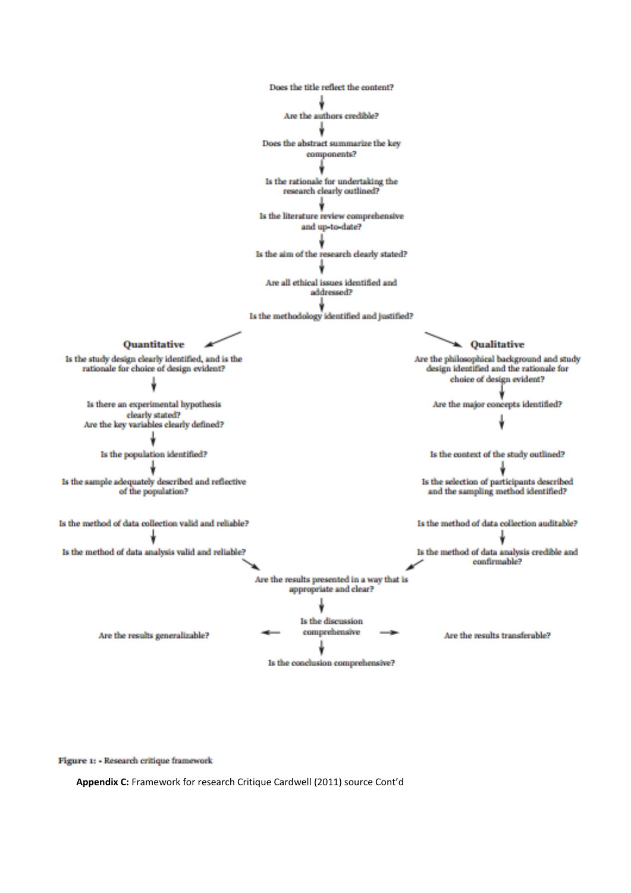Does the title reflect the content?

↓

Are the authors credible?

↓

Does the abstract summarize the key components?

↓

Is the rationale for undertaking the research clearly outlined?

↓

Is the literature review comprehensive and up-to-date?

↓

Is the aim of the research clearly stated?

↓

Are all ethical issues identified and addressed?

↓

Is the methodology identified and justified?

**Quantitative**

Is the study design clearly identified, and is the rationale for choice of design evident?

↓

Is there an experimental hypothesis clearly stated?
Are the key variables clearly defined?

↓

Is the population identified?

↓

Is the sample adequately described and reflective of the population?

Is the method of data collection valid and reliable?

↓

Is the method of data analysis valid and reliable?

**Qualitative**

Are the philosophical background and study design identified and the rationale for choice of design evident?

↓

Are the major concepts identified?

↓

Is the context of the study outlined?

↓

Is the selection of participants described and the sampling method identified?

Is the method of data collection auditable?

↓

Is the method of data analysis credible and confirmable?

Are the results presented in a way that is appropriate and clear?

↓

Is the discussion comprehensive

← Are the results generalizable?

→ Are the results transferable?

↓

Is the conclusion comprehensive?

Figure 1: - Research critique framework

**Appendix C:** Framework for research Critique Cardwell (2011) source Cont'd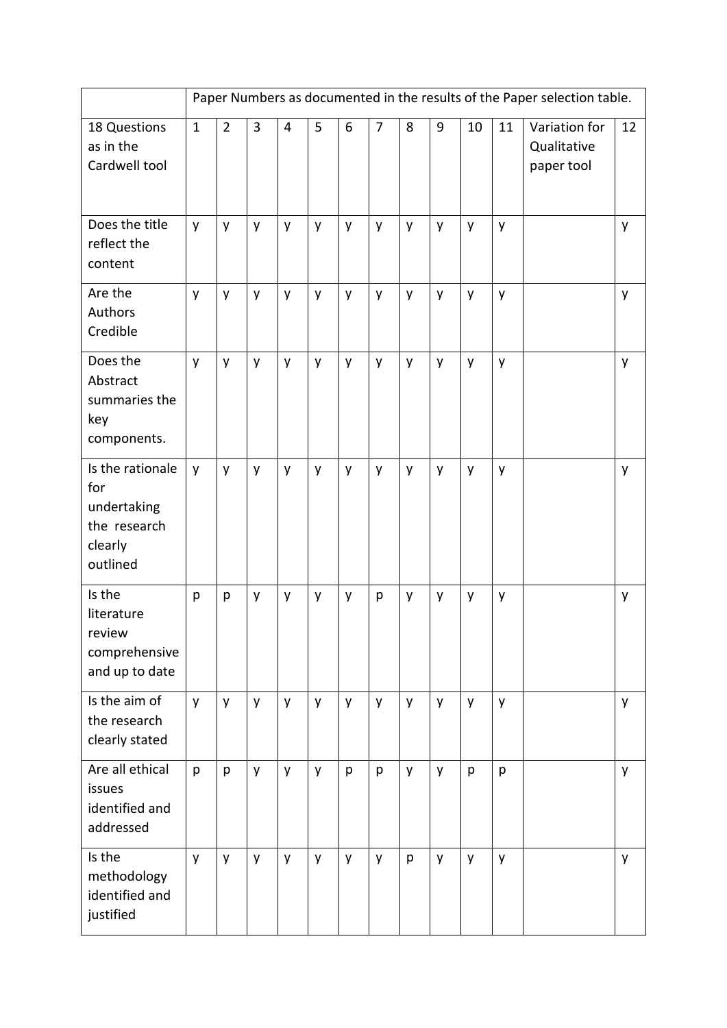| | Paper Numbers as documented in the results of the Paper selection table. | | | | | | | | | | | | |
|---|---|---|---|---|---|---|---|---|---|---|---|---|---|
| 18 Questions as in the Cardwell tool | 1 | 2 | 3 | 4 | 5 | 6 | 7 | 8 | 9 | 10 | 11 | Variation for Qualitative paper tool | 12 |
| Does the title reflect the content | y | y | y | y | y | y | y | y | y | y | y | | y |
| Are the Authors Credible | y | y | y | y | y | y | y | y | y | y | y | | y |
| Does the Abstract summaries the key components. | y | y | y | y | y | y | y | y | y | y | y | | y |
| Is the rationale for undertaking the research clearly outlined | y | y | y | y | y | y | y | y | y | y | y | | y |
| Is the literature review comprehensive and up to date | p | p | y | y | y | y | p | y | y | y | y | | y |
| Is the aim of the research clearly stated | y | y | y | y | y | y | y | y | y | y | y | | y |
| Are all ethical issues identified and addressed | p | p | y | y | y | p | p | y | y | p | p | | y |
| Is the methodology identified and justified | y | y | y | y | y | y | y | p | y | y | y | | y |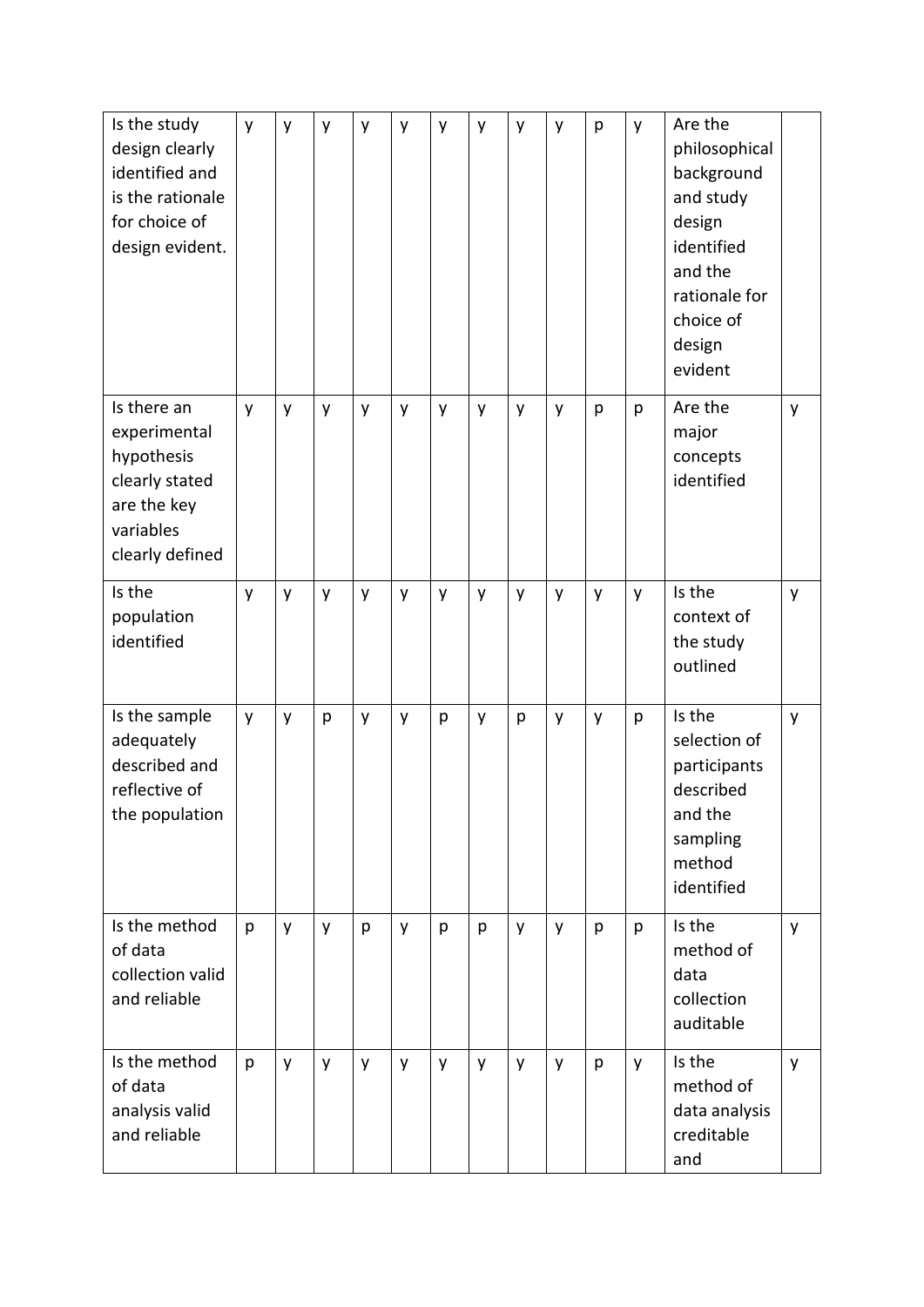| Is the study design clearly identified and is the rationale for choice of design evident. | y | y | y | y | y | y | y | y | y | p | y | Are the philosophical background and study design identified and the rationale for choice of design evident | |
|---|---|---|---|---|---|---|---|---|---|---|---|---|---|
| Is there an experimental hypothesis clearly stated are the key variables clearly defined | y | y | y | y | y | y | y | y | y | p | p | Are the major concepts identified | y |
| Is the population identified | y | y | y | y | y | y | y | y | y | y | y | Is the context of the study outlined | y |
| Is the sample adequately described and reflective of the population | y | y | p | y | y | p | y | p | y | y | p | Is the selection of participants described and the sampling method identified | y |
| Is the method of data collection valid and reliable | p | y | y | p | y | p | p | y | y | p | p | Is the method of data collection auditable | y |
| Is the method of data analysis valid and reliable | p | y | y | y | y | y | y | y | y | p | y | Is the method of data analysis creditable and | y |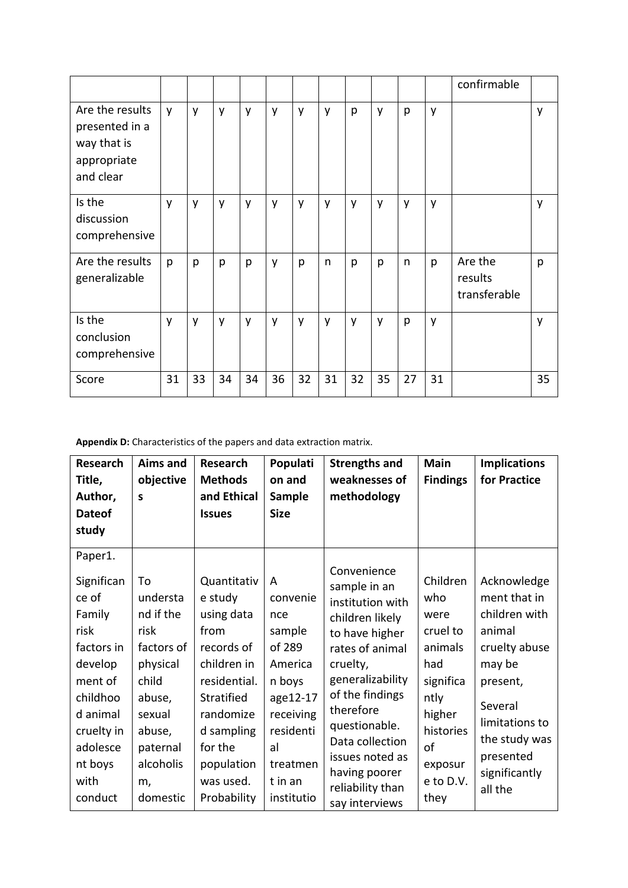|  |  |  |  |  |  |  |  |  |  |  |  | confirmable |  |
|---|---|---|---|---|---|---|---|---|---|---|---|---|---|
| Are the results presented in a way that is appropriate and clear | y | y | y | y | y | y | y | p | y | p | y |  | y |
| Is the discussion comprehensive | y | y | y | y | y | y | y | y | y | y | y |  | y |
| Are the results generalizable | p | p | p | p | y | p | n | p | p | n | p | Are the results transferable | p |
| Is the conclusion comprehensive | y | y | y | y | y | y | y | y | y | p | y |  | y |
| Score | 31 | 33 | 34 | 34 | 36 | 32 | 31 | 32 | 35 | 27 | 31 |  | 35 |

**Appendix D:** Characteristics of the papers and data extraction matrix.

| Research Title, Author, Dateof study | Aims and objectives | Research Methods and Ethical Issues | Population and Sample Size | Strengths and weaknesses of methodology | Main Findings | Implications for Practice |
|---|---|---|---|---|---|---|
| Paper1. Significance of Family risk factors in development of childhood animal cruelty in adolescent boys with conduct | To understand if the risk factors of physical child abuse, sexual abuse, paternal alcoholism, domestic | Quantitative study using data from records of children in residential. Stratified randomized sampling for the population was used. Probability | A convenience sample of 289 American boys age12-17 receiving residential treatment in an institutio | Convenience sample in an institution with children likely to have higher rates of animal cruelty, generalizability of the findings therefore questionable. Data collection issues noted as having poorer reliability than say interviews | Children who were cruel to animals had significantly higher histories of exposure to D.V. they | Acknowledgement that in children with animal cruelty abuse may be present, Several limitations to the study was presented significantly all the |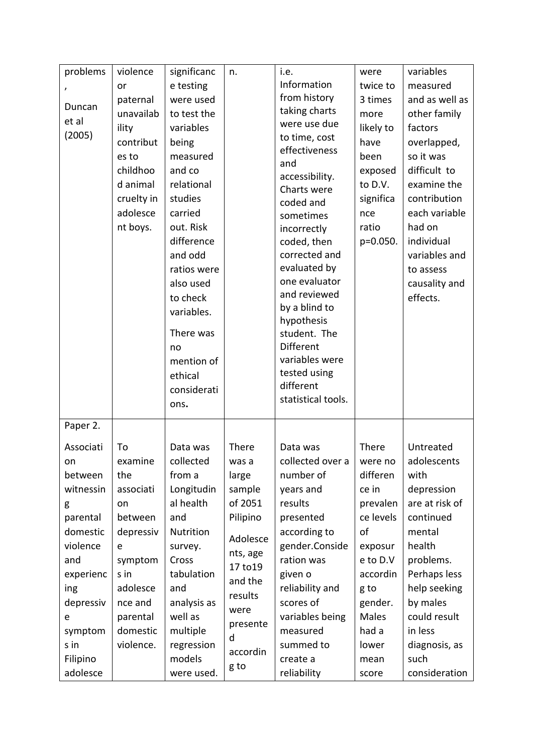| | | | | | | |
|---|---|---|---|---|---|---|
| problems, Duncan et al (2005) | violence or paternal unavailability contributes to childhood animal cruelty in adolescent boys. | significance testing were used to test the variables being measured and co relational studies carried out. Risk difference and odd ratios were also used to check variables. There was no mention of ethical considerations. | n. | i.e. Information from history taking charts were use due to time, cost effectiveness and accessibility. Charts were coded and sometimes incorrectly coded, then corrected and evaluated by one evaluator and reviewed by a blind to hypothesis student. The Different variables were tested using different statistical tools. | were twice to 3 times more likely to have been exposed to D.V. significance ratio p=0.050. | variables measured and as well as other family factors overlapped, so it was difficult to examine the contribution each variable had on individual variables and to assess causality and effects. |
| Paper 2. Association between witnessing parental domestic violence and experiencing depressive symptoms in Filipino adolesce | To examine the association between depressive symptoms in adolescence and parental domestic violence. | Data was collected from a Longitudinal health and Nutrition survey. Cross tabulation and analysis as well as multiple regression models were used. | There was a large sample of 2051 Pilipino Adolescents, age 17 to19 and the results were presented according to | Data was collected over a number of years and results presented according to gender.Consideration was given o reliability and scores of variables being measured summed to create a reliability | There were no difference in prevalence levels of exposure to D.V according to gender. Males had a lower mean score | Untreated adolescents with depression are at risk of continued mental health problems. Perhaps less help seeking by males could result in less diagnosis, as such consideration |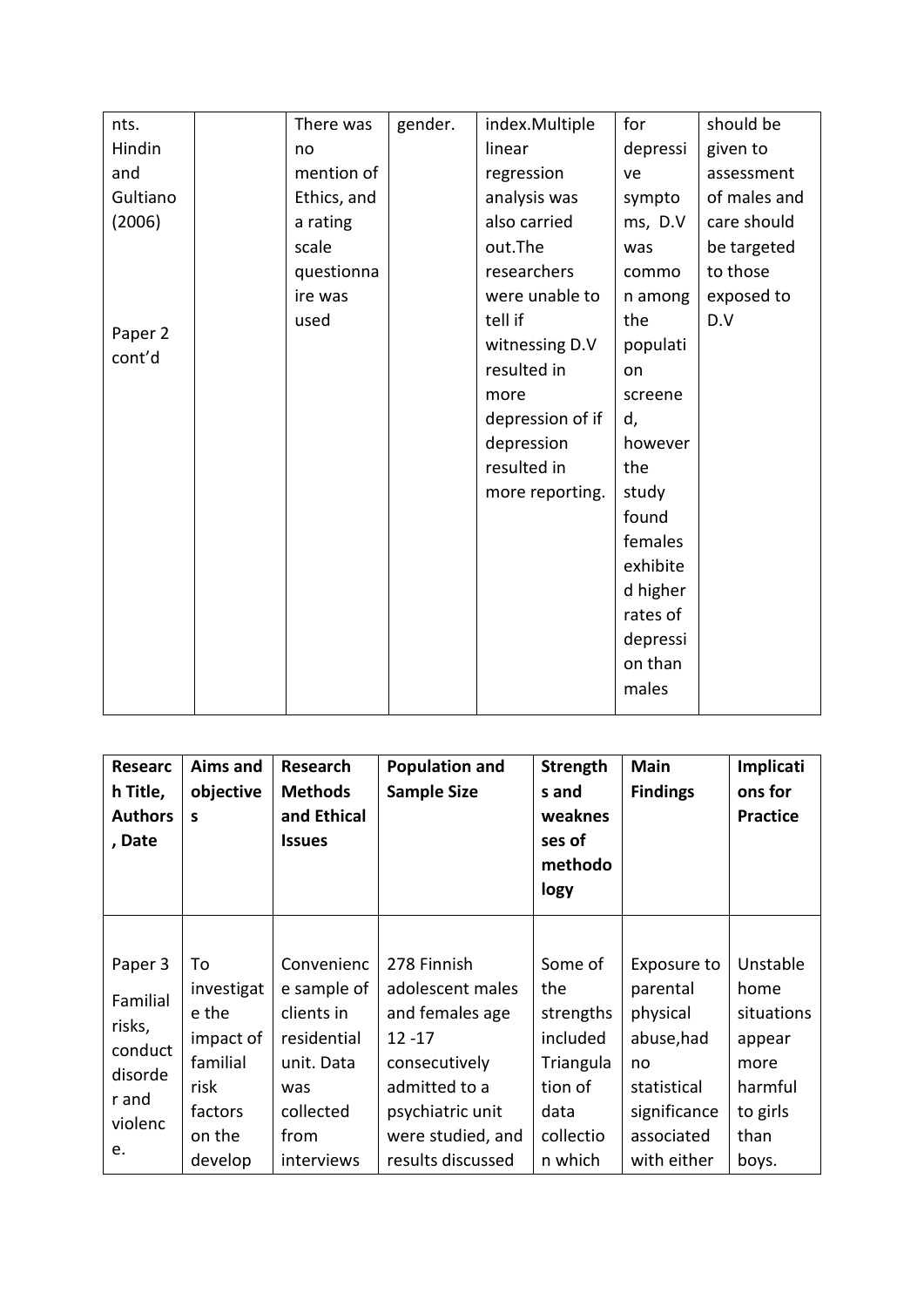| nts. Hindin and Gultiano (2006) Paper 2 cont'd | | There was no mention of Ethics, and a rating scale questionnaire was used | gender. | index.Multiple linear regression analysis was also carried out.The researchers were unable to tell if witnessing D.V resulted in more depression of if depression resulted in more reporting. | for depressive symptoms, D.V was common among the population screened, however the study found females exhibited higher rates of depression than males | should be given to assessment of males and care should be targeted to those exposed to D.V |
|---|---|---|---|---|---|---|

| Research Title, Authors, Date | Aims and objectives | Research Methods and Ethical Issues | Population and Sample Size | Strengths and weaknesses of methodology | Main Findings | Implications for Practice |
|---|---|---|---|---|---|---|
| Paper 3 Familial risks, conduct disorder and violence. | To investigate the impact of familial risk factors on the develop | Convenience sample of clients in residential unit. Data was collected from interviews | 278 Finnish adolescent males and females age 12 -17 consecutively admitted to a psychiatric unit were studied, and results discussed | Some of the strengths included Triangulation of data collection which | Exposure to parental physical abuse,had no statistical significance associated with either | Unstable home situations appear more harmful to girls than boys. |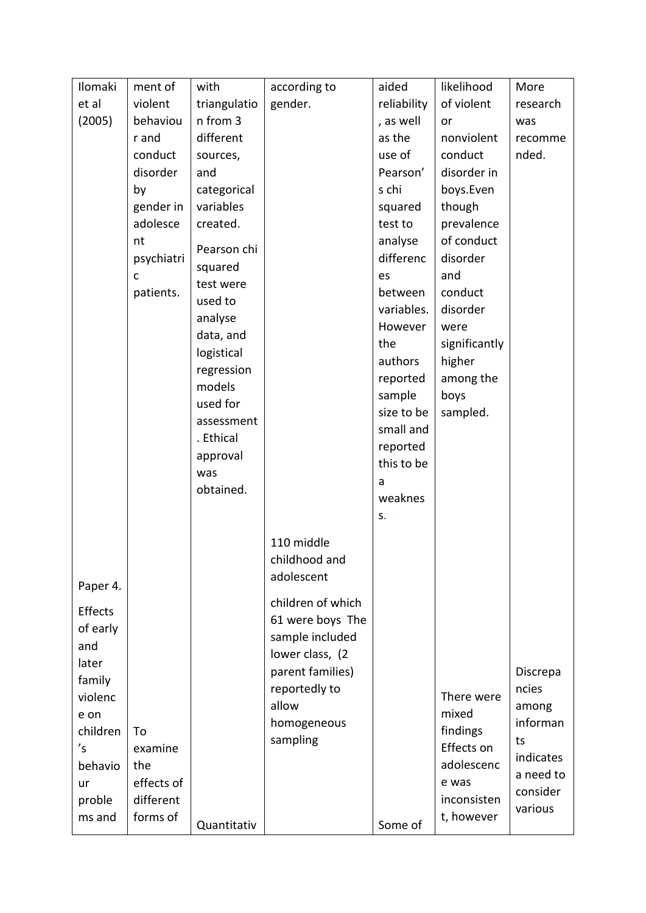| Ilomaki et al (2005) | ment of violent behaviour and conduct disorder by gender in adolescent psychiatric patients. | with triangulation from 3 different sources, and categorical variables created. Pearson chi squared test were used to analyse data, and logistical regression models used for assessment. Ethical approval was obtained. | according to gender. | aided reliability, as well as the use of Pearson's chi squared test to analyse differences between variables. However the authors reported sample size to be small and reported this to be a weakness. | likelihood of violent or nonviolent conduct disorder in boys.Even though prevalence of conduct disorder and conduct disorder were significantly higher among the boys sampled. | More research was recommended. |
|---|---|---|---|---|---|---|
| Paper 4. Effects of early and later family violence on children's behaviour problems and | To examine the effects of different forms of | Quantitativ | 110 middle childhood and adolescent children of which 61 were boys The sample included lower class, (2 parent families) reportedly to allow homogeneous sampling | Some of | There were mixed findings Effects on adolescence was inconsistent, however | Discrepancies among informants indicates a need to consider various |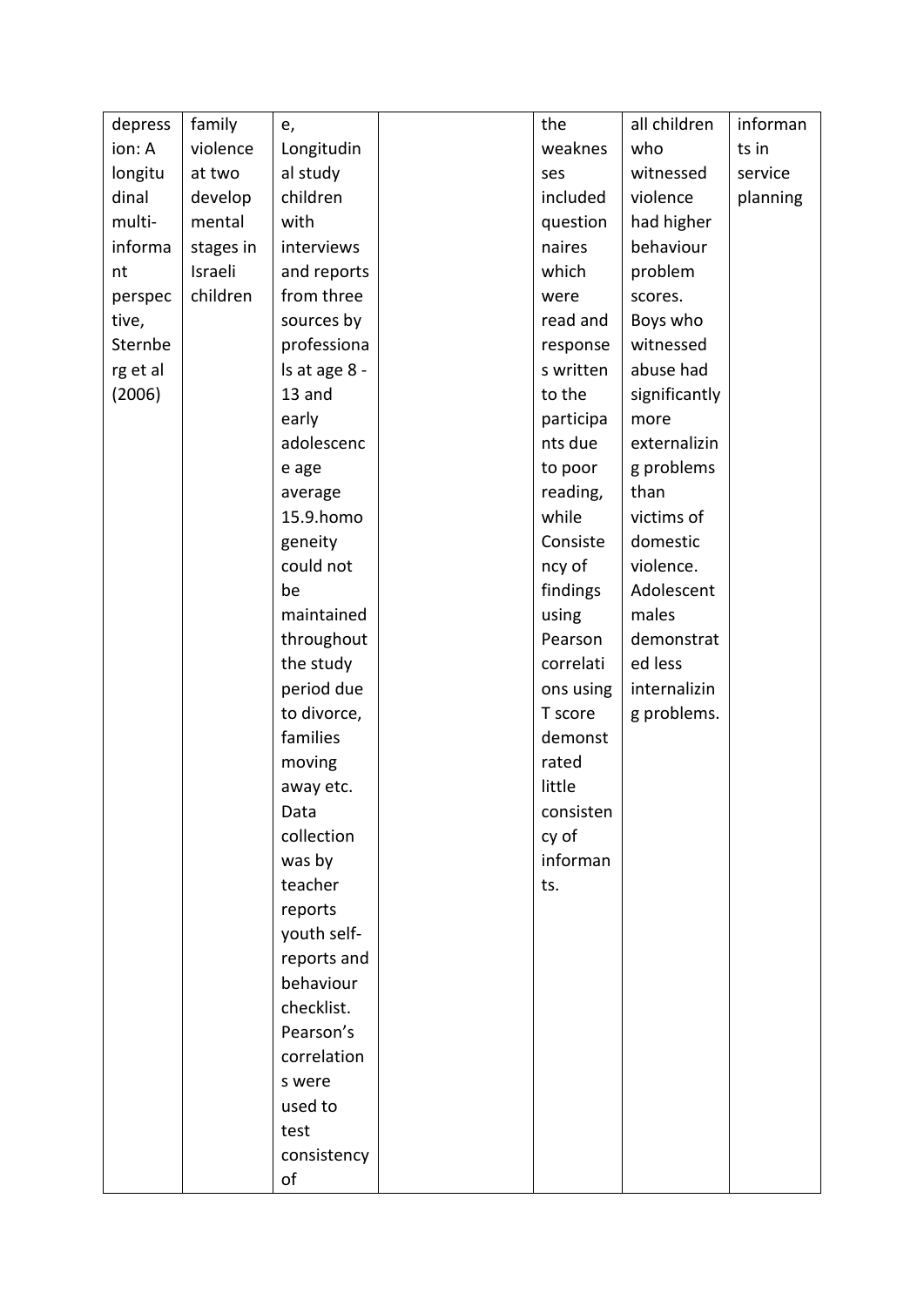| | | | | | | |
|---|---|---|---|---|---|---|
| depression: A longitudinal multi-informant perspective, Sternberg et al (2006) | family violence at two developmental stages in Israeli children | e, Longitudinal study children with interviews and reports from three sources by professionals at age 8 - 13 and early adolescence age average 15.9.homogeneity could not be maintained throughout the study period due to divorce, families moving away etc. Data collection was by teacher reports youth self-reports and behaviour checklist. Pearson's correlations were used to test consistency of | | the weaknesses included questionnaires which were read and responses written to the participants due to poor reading, while Consistency of findings using Pearson correlations using T score demonstrated little consistency of informants. | all children who witnessed violence had higher behaviour problem scores. Boys who witnessed abuse had significantly more externalizing problems than victims of domestic violence. Adolescent males demonstrated less internalizing problems. | informants in service planning |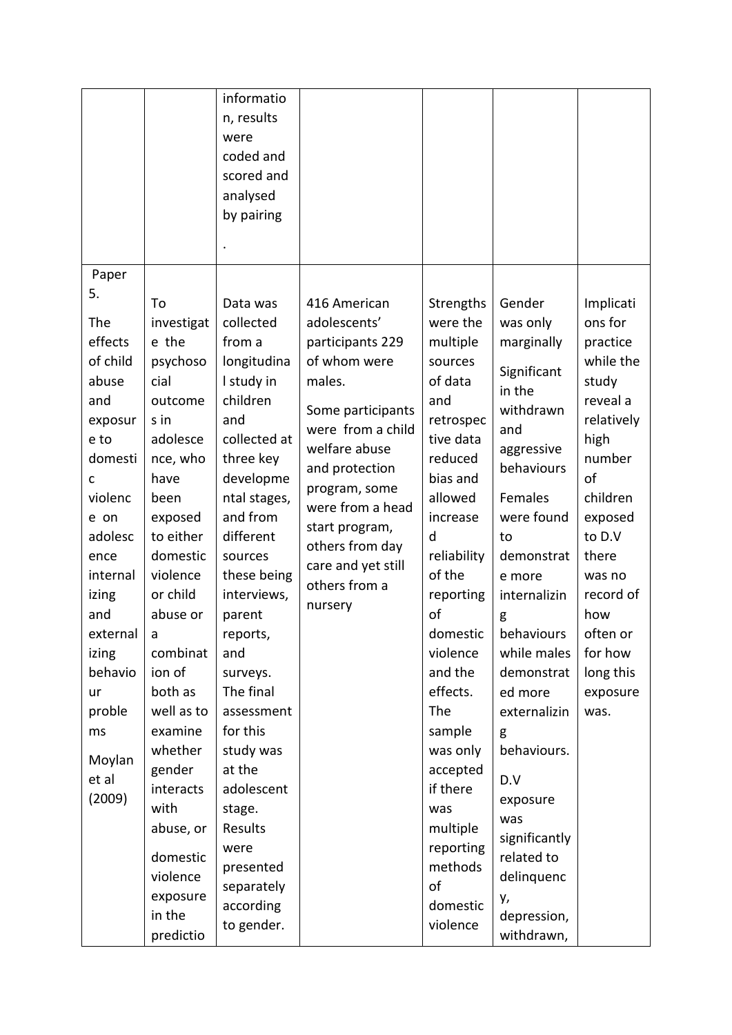| | | information, results were coded and scored and analysed by pairing . | | | | |
|---|---|---|---|---|---|---|
| Paper 5. The effects of child abuse and exposure to domestic violence on adolescence internalizing and externalizing behaviour problems Moylan et al (2009) | To investigate the psychosocial outcomes in adolescence, who have been exposed to either domestic violence or child abuse or a combination of both as well as to examine whether gender interacts with abuse, or domestic violence exposure in the predictio | Data was collected from a longitudinal study in children and collected at three key developmental stages, and from different sources these being interviews, parent reports, and surveys. The final assessment for this study was at the adolescent stage. Results were presented separately according to gender. | 416 American adolescents' participants 229 of whom were males. Some participants were from a child welfare abuse and protection program, some were from a head start program, others from day care and yet still others from a nursery | Strengths were the multiple sources of data and retrospective data reduced bias and allowed increased reliability of the reporting of domestic violence and the effects. The sample was only accepted if there was multiple reporting methods of domestic violence | Gender was only marginally Significant in the withdrawn and aggressive behaviours Females were found to demonstrate more internalizing behaviours while males demonstrated more externalizing behaviours. D.V exposure was significantly related to delinquency, depression, withdrawn, | Implications for practice while the study reveal a relatively high number of children exposed to D.V there was no record of how often or for how long this exposure was. |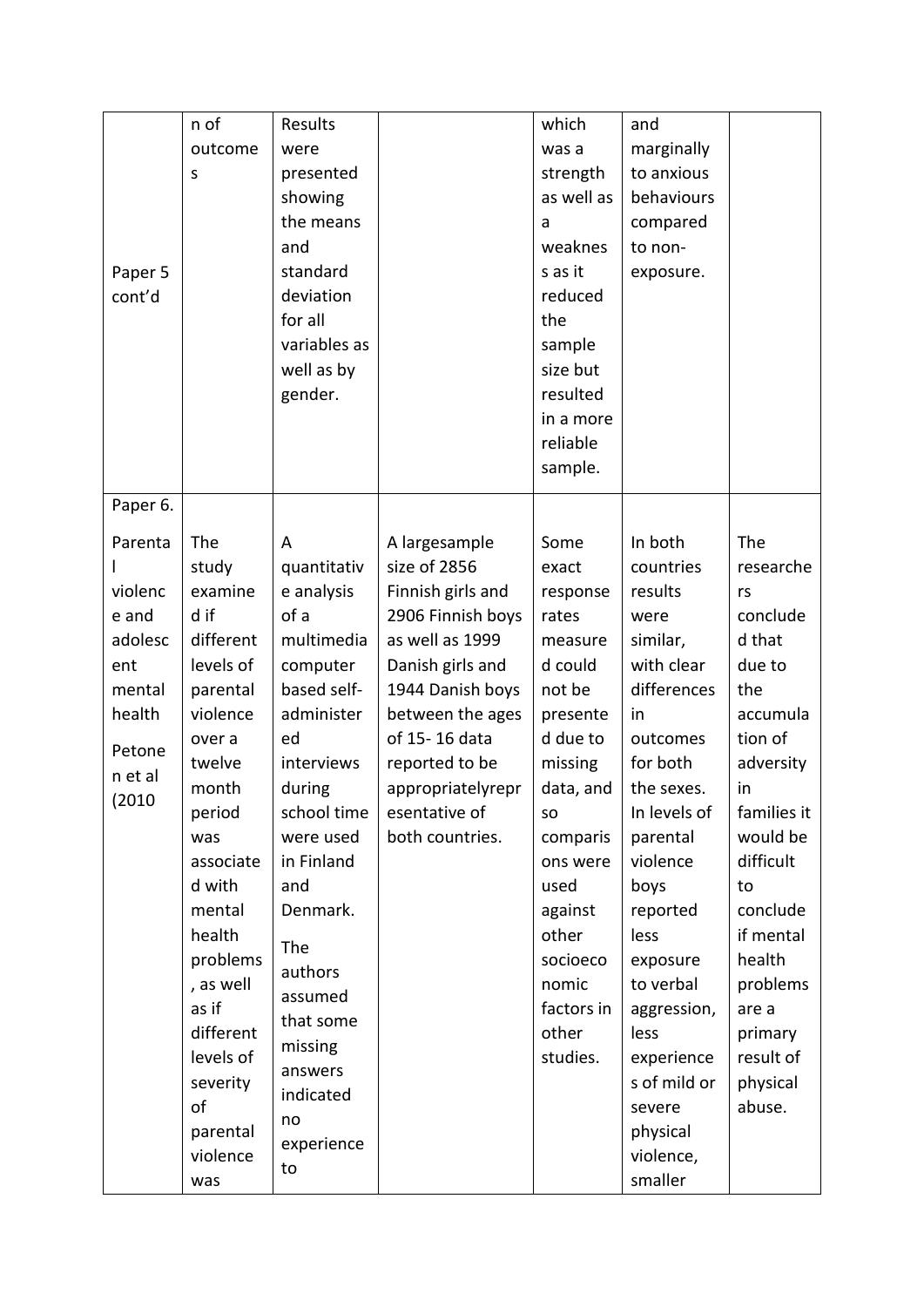| | | | | | | |
|---|---|---|---|---|---|---|
| Paper 5 cont'd | n of outcomes | Results were presented showing the means and standard deviation for all variables as well as by gender. | | which was a strength as well as a weakness as it reduced the sample size but resulted in a more reliable sample. | and marginally to anxious behaviours compared to non-exposure. | |
| Paper 6. Parental violence and adolescent mental health Petonen et al (2010 | The study examined if different levels of parental violence over a twelve month period was associated with mental health problems, as well as if different levels of severity of parental violence was | A quantitative analysis of a multimedia computer based self-administered interviews during school time were used in Finland and Denmark. The authors assumed that some missing answers indicated no experience to | A largesample size of 2856 Finnish girls and 2906 Finnish boys as well as 1999 Danish girls and 1944 Danish boys between the ages of 15- 16 data reported to be appropriatelyrepresentative of both countries. | Some exact response rates measured could not be presented due to missing data, and so comparisons were used against other socioeconomic factors in other studies. | In both countries results were similar, with clear differences in outcomes for both the sexes. In levels of parental violence boys reported less exposure to verbal aggression, less experiences of mild or severe physical violence, smaller | The researchers concluded that due to the accumulation of adversity in families it would be difficult to conclude if mental health problems are a primary result of physical abuse. |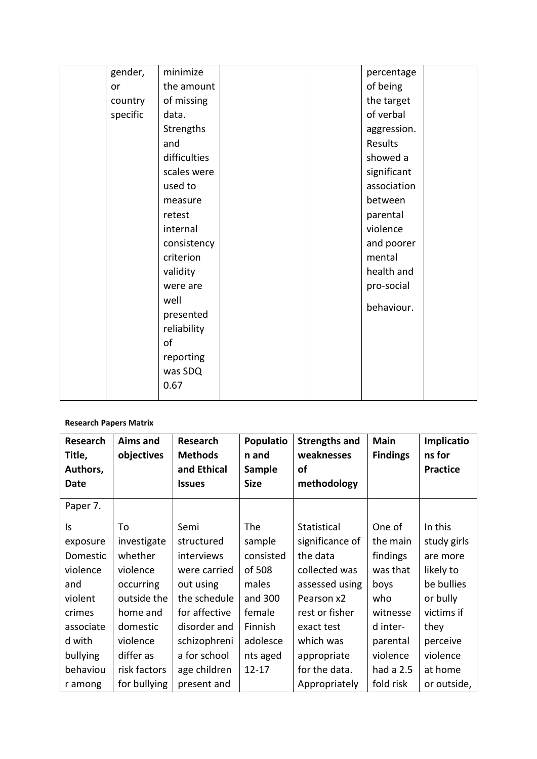| | gender, or country specific | minimize the amount of missing data. Strengths and difficulties scales were used to measure retest internal consistency criterion validity were are well presented reliability of reporting was SDQ 0.67 | | | percentage of being the target of verbal aggression. Results showed a significant association between parental violence and poorer mental health and pro-social behaviour. | |
|---|---|---|---|---|---|---|

**Research Papers Matrix**

| Research Title, Authors, Date | Aims and objectives | Research Methods and Ethical Issues | Population and Sample Size | Strengths and weaknesses of methodology | Main Findings | Implications for Practice |
|---|---|---|---|---|---|---|
| Paper 7. Is exposure Domestic violence and violent crimes associated with bullying behaviour among | To investigate whether violence occurring outside the home and domestic violence differ as risk factors for bullying | Semi structured interviews were carried out using the schedule for affective disorder and schizophrenia for school age children present and | The sample consisted of 508 males and 300 female Finnish adolescents aged 12-17 | Statistical significance of the data collected was assessed using Pearson x2 rest or fisher exact test which was appropriate for the data. Appropriately | One of the main findings was that boys who witnessed inter-parental violence had a 2.5 fold risk | In this study girls are more likely to be bullies or bully victims if they perceive violence at home or outside, |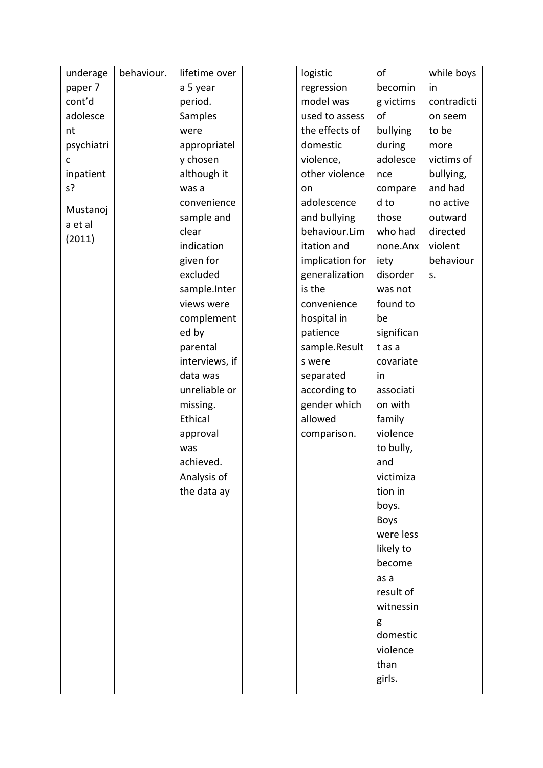| underage paper 7 cont'd adolescent psychiatric inpatients? Mustanoja et al (2011) | behaviour. | lifetime over a 5 year period. Samples were appropriately chosen although it was a convenience sample and clear indication given for excluded sample.Interviews were complemented by parental interviews, if data was unreliable or missing. Ethical approval was achieved. Analysis of the data ay | | logistic regression model was used to assess the effects of domestic violence, other violence on adolescence and bullying behaviour.Limitation and implication for generalization is the convenience hospital in patience sample.Results were separated according to gender which allowed comparison. | of becoming victims of bullying during adolescence compared to those who had none.Anxiety disorder was not found to be significant as a covariate in association with family violence to bully, and victimization in boys. Boys were less likely to become as a result of witnessing domestic violence than girls. | while boys in contradiction seem to be more victims of bullying, and had no active outward directed violent behaviours. |
|---|---|---|---|---|---|---|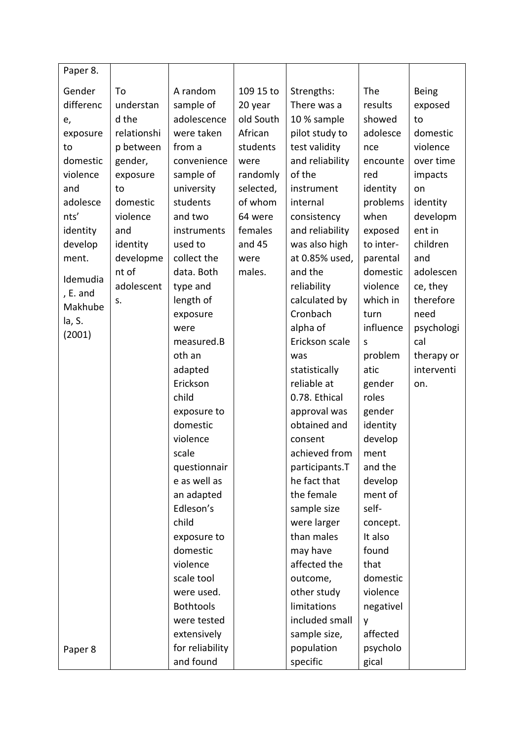| Paper 8. | | | | | | |
|---|---|---|---|---|---|---|
| Gender difference, exposure to domestic violence and adolescents' identity development. Idemudia, E. and Makhubela, S. (2001) Paper 8 | To understand the relationship between gender, exposure to domestic violence and identity development of adolescents. | A random sample of adolescence were taken from a convenience sample of university students and two instruments used to collect the data. Both type and length of exposure were measured.Both an adapted Erickson child exposure to domestic violence scale questionnaire as well as an adapted Edleson's child exposure to domestic violence scale tool were used. Bothtools were tested extensively for reliability and found | 109 15 to 20 year old South African students were randomly selected, of whom 64 were females and 45 were males. | Strengths: There was a 10 % sample pilot study to test validity and reliability of the instrument internal consistency and reliability was also high at 0.85% used, and the reliability calculated by Cronbach alpha of Erickson scale was statistically reliable at 0.78. Ethical approval was obtained and consent achieved from participants.The fact that the female sample size were larger than males may have affected the outcome, other study limitations included small sample size, population specific | The results showed adolescence encountered identity problems when exposed to inter-parental domestic violence which in turn influences problematic gender roles gender identity development and the development of self-concept. It also found that domestic violence negatively affected psychological | Being exposed to domestic violence over time impacts on identity development in children and adolescence, they therefore need psychological therapy or intervention. |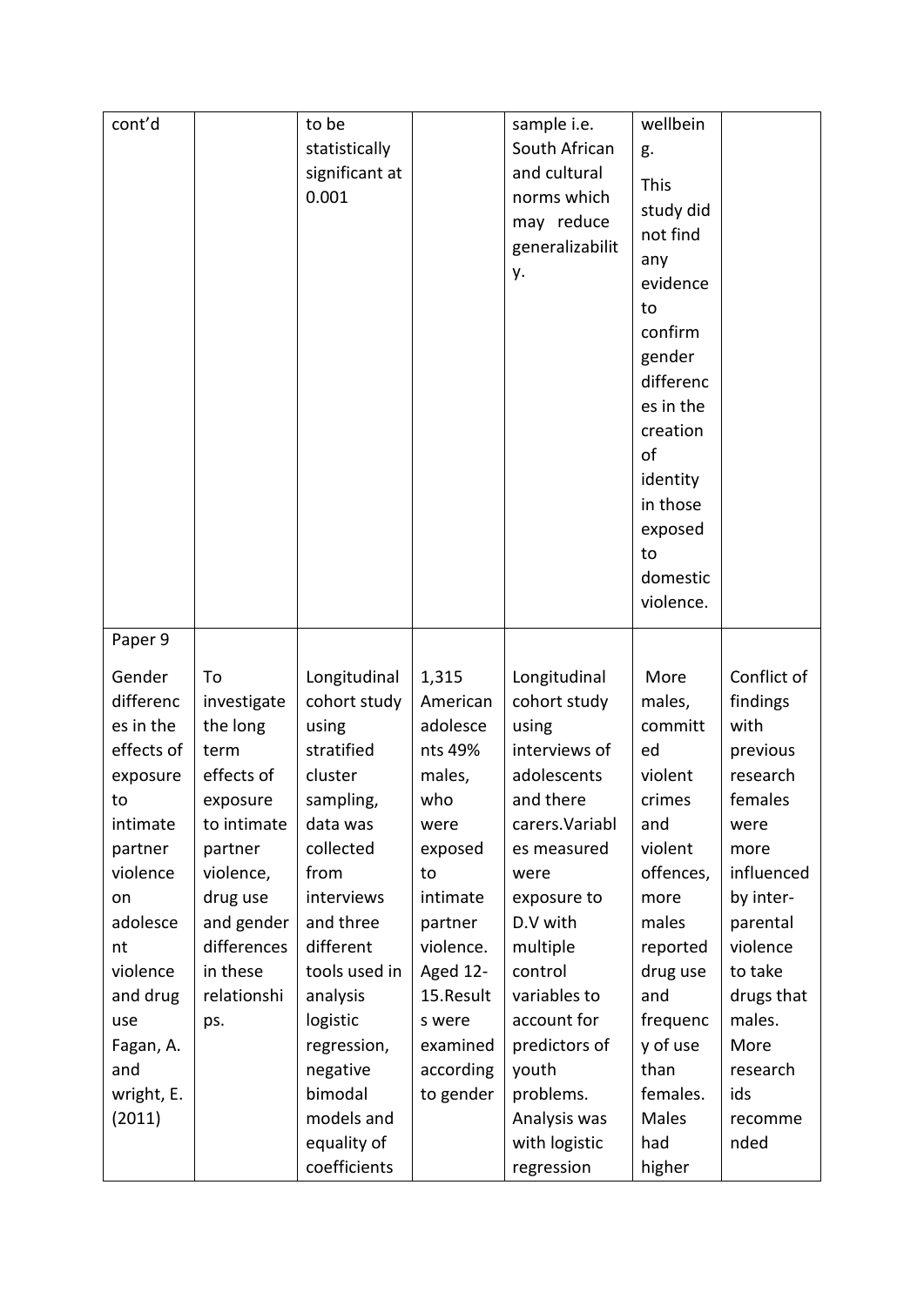| cont'd | | to be statistically significant at 0.001 | | sample i.e. South African and cultural norms which may reduce generalizability. | wellbeing. This study did not find any evidence to confirm gender differences in the creation of identity in those exposed to domestic violence. | |
|---|---|---|---|---|---|---|
| Paper 9 Gender differences in the effects of exposure to intimate partner violence on adolescent violence and drug use Fagan, A. and wright, E. (2011) | To investigate the long term effects of exposure to intimate partner violence, drug use and gender differences in these relationships. | Longitudinal cohort study using stratified cluster sampling, data was collected from interviews and three different tools used in analysis logistic regression, negative bimodal models and equality of coefficients | 1,315 American adolescents 49% males, who were exposed to intimate partner violence. Aged 12-15.Results were examined according to gender | Longitudinal cohort study using interviews of adolescents and there carers.Variables measured were exposure to D.V with multiple control variables to account for predictors of youth problems. Analysis was with logistic regression | More males, committed violent crimes and violent offences, more males reported drug use and frequency of use than females. Males had higher | Conflict of findings with previous research females were more influenced by inter-parental violence to take drugs that males. More research ids recommended |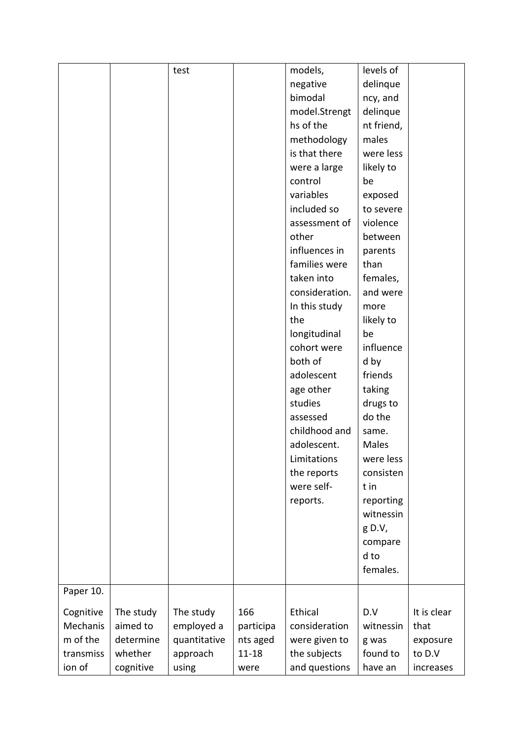| | | | | | | |
|---|---|---|---|---|---|---|
| | | test | | models, negative bimodal model.Strengths of the methodology is that there were a large control variables included so assessment of other influences in families were taken into consideration. In this study the longitudinal cohort were both of adolescent age other studies assessed childhood and adolescent. Limitations the reports were self-reports. | levels of delinquency, and delinquent friend, males were less likely to be exposed to severe violence between parents than females, and were more likely to be influenced by friends taking drugs to do the same. Males were less consistent in reporting witnessing D.V, compared to females. | |
| Paper 10. Cognitive Mechanism of the transmission of | The study aimed to determine whether cognitive | The study employed a quantitative approach using | 166 participants aged 11-18 were | Ethical consideration were given to the subjects and questions | D.V witnessing was found to have an | It is clear that exposure to D.V increases |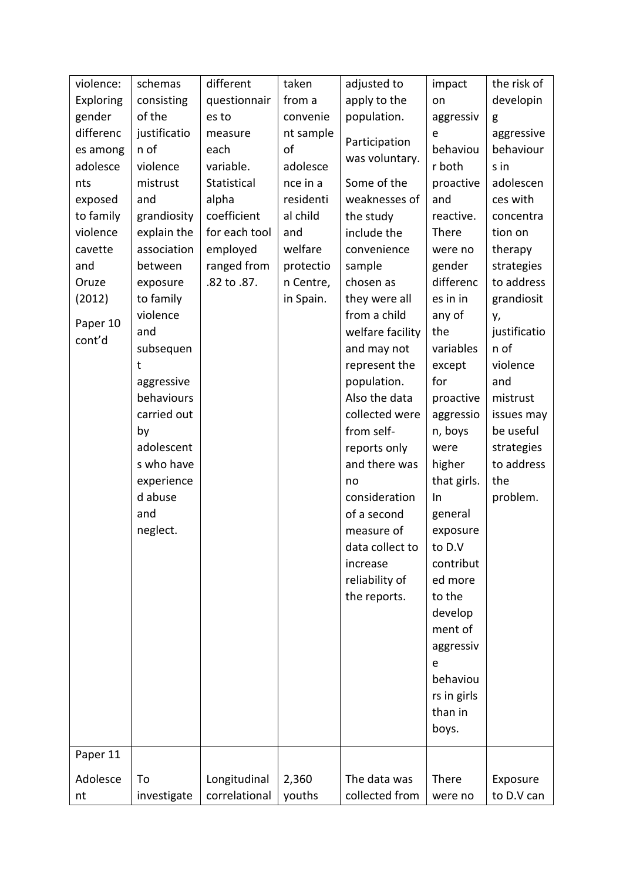| | | | | | | |
|---|---|---|---|---|---|---|
| violence: Exploring gender differences among adolescents exposed to family violence cavette and Oruze (2012)<br><br>Paper 10 cont'd | schemas consisting of the justification of violence mistrust and grandiosity explain the association between exposure to family violence and subsequent aggressive behaviours carried out by adolescents who have experienced abuse and neglect. | different questionnaires to measure each variable. Statistical alpha coefficient for each tool employed ranged from .82 to .87. | taken from a convenient sample of adolescence in a residential child and welfare protection Centre, in Spain. | adjusted to apply to the population.<br><br>Participation was voluntary.<br><br>Some of the weaknesses of the study include the convenience sample chosen as they were all from a child welfare facility and may not represent the population. Also the data collected were from self-reports only and there was no consideration of a second measure of data collect to increase reliability of the reports. | impact on aggressive behaviour both proactive and reactive. There were no gender differences in in any of the variables except for proactive aggression, boys were higher that girls. In general exposure to D.V contributed more to the development of aggressive behaviours in girls than in boys. | the risk of developing aggressive behaviours in adolescences with concentration on therapy strategies to address grandiosity, justification of violence and mistrust issues may be useful strategies to address the problem. |
| Paper 11<br><br>Adolescent | To investigate | Longitudinal correlational | 2,360 youths | The data was collected from | There were no | Exposure to D.V can |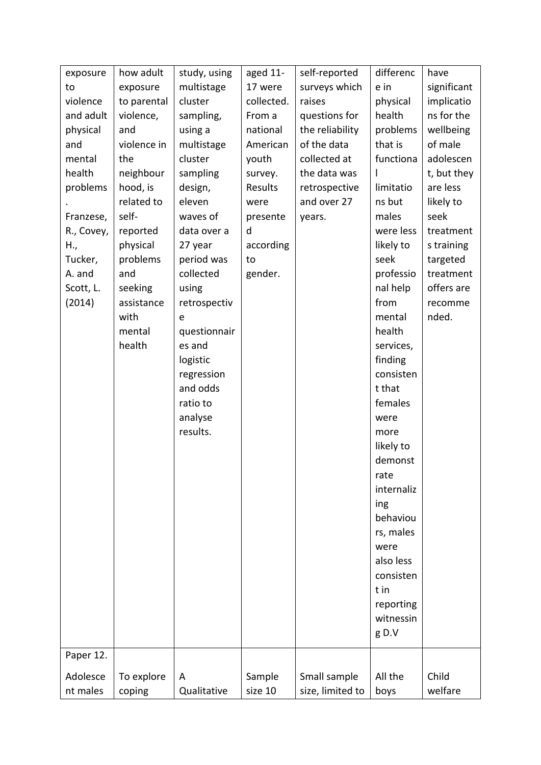| | | | | | | |
|---|---|---|---|---|---|---|
| exposure to violence and adult physical and mental health problems. Franzese, R., Covey, H., Tucker, A. and Scott, L. (2014) | how adult exposure to parental violence, and violence in the neighbourhood, is related to self-reported physical problems and seeking assistance with mental health | study, using multistage cluster sampling, using a multistage cluster sampling design, eleven waves of data over a 27 year period was collected using retrospective questionnaires and logistic regression and odds ratio to analyse results. | aged 11-17 were collected. From a national American youth survey. Results were presented according to gender. | self-reported surveys which raises questions for the reliability of the data collected at the data was retrospective and over 27 years. | difference in physical health problems that is functional limitations but males were less likely to seek professional help from mental health services, finding consistent that females were more likely to demonstrate internalizing behaviours, males were also less consistent in reporting witnessing D.V | have significant implications for the wellbeing of male adolescent, but they are less likely to seek treatments training targeted treatment offers are recommended. |
| Paper 12. Adolescent males | To explore coping | A Qualitative | Sample size 10 | Small sample size, limited to | All the boys | Child welfare |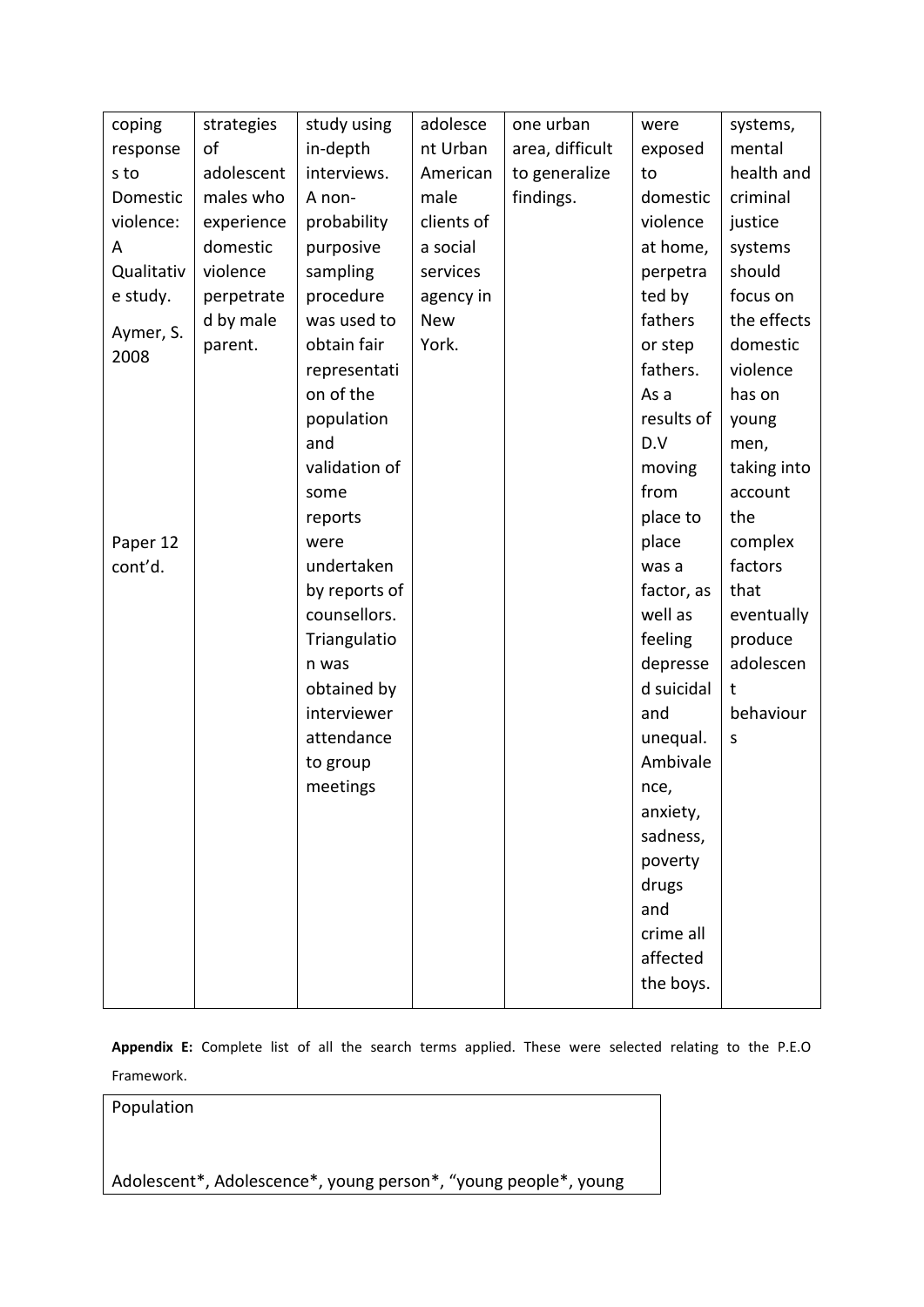| | | | | | | |
|---|---|---|---|---|---|---|
| coping responses to Domestic violence: A Qualitative study. Aymer, S. 2008 Paper 12 cont'd. | strategies of adolescent males who experience domestic violence perpetrated by male parent. | study using in-depth interviews. A non-probability purposive sampling procedure was used to obtain fair representation of the population and validation of some reports were undertaken by reports of counsellors. Triangulation was obtained by interviewer attendance to group meetings | adolescent Urban American male clients of a social services agency in New York. | one urban area, difficult to generalize findings. | were exposed to domestic violence at home, perpetrated by fathers or step fathers. As a results of D.V moving from place to place was a factor, as well as feeling depressed suicidal and unequal. Ambivalence, anxiety, sadness, poverty drugs and crime all affected the boys. | systems, mental health and criminal justice systems should focus on the effects domestic violence has on young men, taking into account the complex factors that eventually produce adolescent behaviours |

**Appendix E:** Complete list of all the search terms applied. These were selected relating to the P.E.O Framework.

| Population |
|---|
| Adolescent*, Adolescence*, young person*, "young people*, young |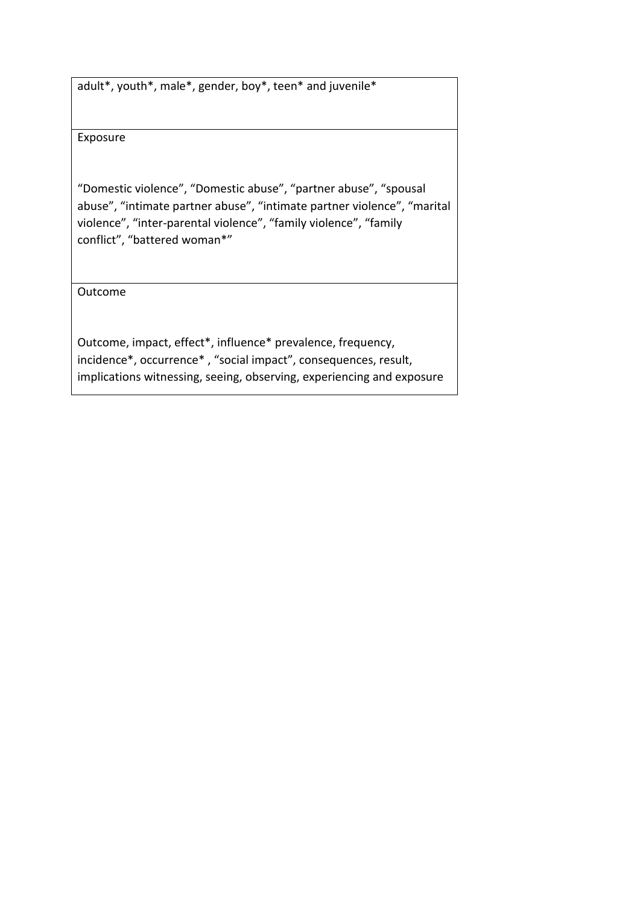| |
|---|
| adult*, youth*, male*, gender, boy*, teen* and juvenile* |
| Exposure<br><br>"Domestic violence", "Domestic abuse", "partner abuse", "spousal abuse", "intimate partner abuse", "intimate partner violence", "marital violence", "inter-parental violence", "family violence", "family conflict", "battered woman*" |
| Outcome<br><br>Outcome, impact, effect*, influence* prevalence, frequency, incidence*, occurrence* , "social impact", consequences, result, implications witnessing, seeing, observing, experiencing and exposure |